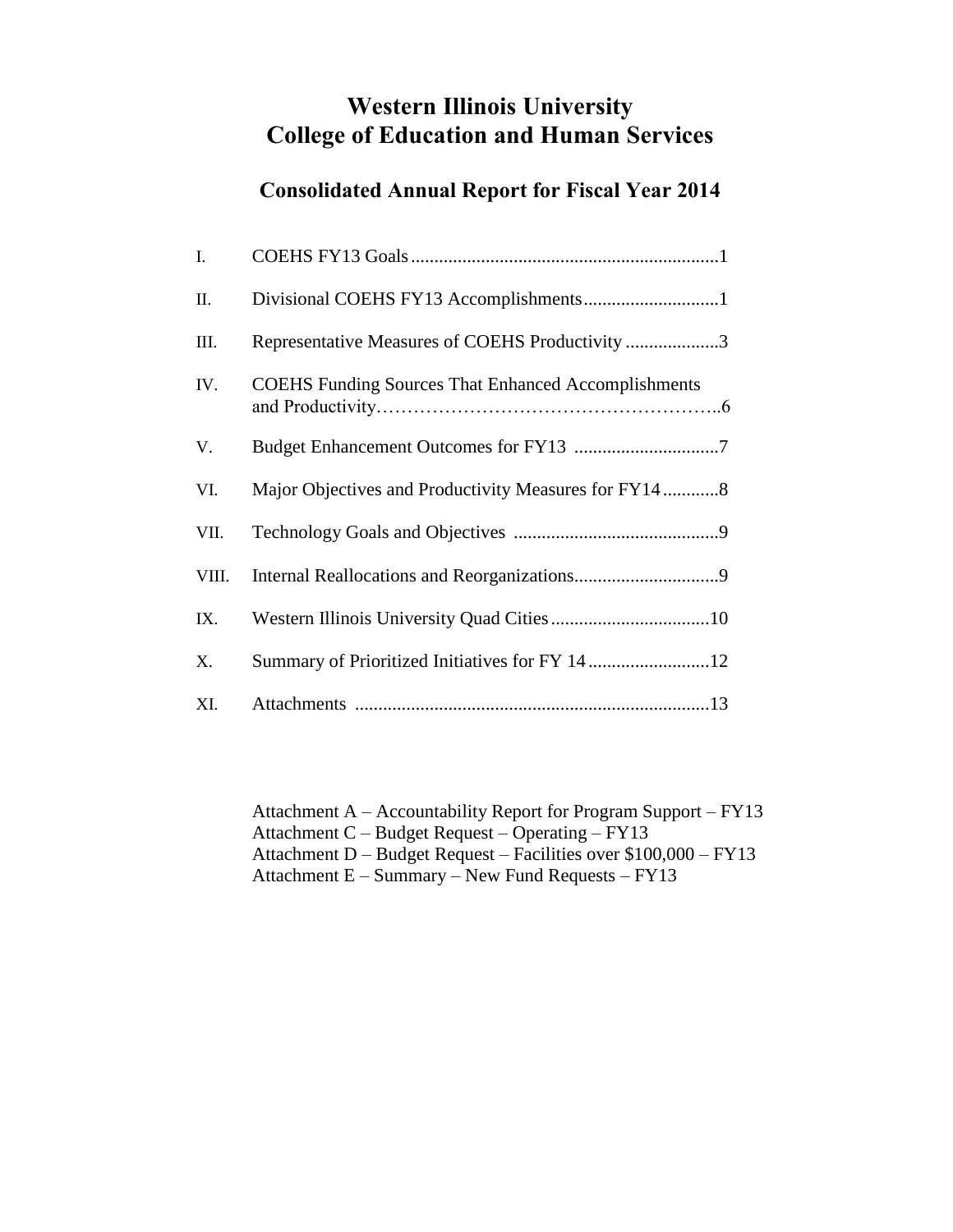# Western Illinois University
# College of Education and Human Services

## Consolidated Annual Report for Fiscal Year 2014

| | | |
|---|---|---|
| I. | COEHS FY13 Goals | 1 |
| II. | Divisional COEHS FY13 Accomplishments | 1 |
| III. | Representative Measures of COEHS Productivity | 3 |
| IV. | COEHS Funding Sources That Enhanced Accomplishments and Productivity | 6 |
| V. | Budget Enhancement Outcomes for FY13 | 7 |
| VI. | Major Objectives and Productivity Measures for FY14 | 8 |
| VII. | Technology Goals and Objectives | 9 |
| VIII. | Internal Reallocations and Reorganizations | 9 |
| IX. | Western Illinois University Quad Cities | 10 |
| X. | Summary of Prioritized Initiatives for FY 14 | 12 |
| XI. | Attachments | 13 |

Attachment A – Accountability Report for Program Support – FY13
Attachment C – Budget Request – Operating – FY13
Attachment D – Budget Request – Facilities over $100,000 – FY13
Attachment E – Summary – New Fund Requests – FY13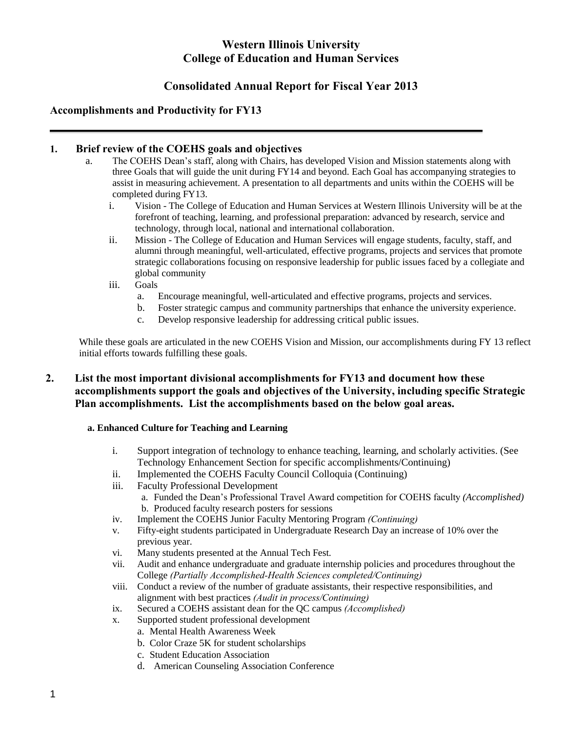# Western Illinois University
# College of Education and Human Services

## Consolidated Annual Report for Fiscal Year 2013

### Accomplishments and Productivity for FY13

---

**1. Brief review of the COEHS goals and objectives**

a. The COEHS Dean's staff, along with Chairs, has developed Vision and Mission statements along with three Goals that will guide the unit during FY14 and beyond. Each Goal has accompanying strategies to assist in measuring achievement. A presentation to all departments and units within the COEHS will be completed during FY13.

   i. Vision - The College of Education and Human Services at Western Illinois University will be at the forefront of teaching, learning, and professional preparation: advanced by research, service and technology, through local, national and international collaboration.

   ii. Mission - The College of Education and Human Services will engage students, faculty, staff, and alumni through meaningful, well-articulated, effective programs, projects and services that promote strategic collaborations focusing on responsive leadership for public issues faced by a collegiate and global community

   iii. Goals
      a. Encourage meaningful, well-articulated and effective programs, projects and services.
      b. Foster strategic campus and community partnerships that enhance the university experience.
      c. Develop responsive leadership for addressing critical public issues.

While these goals are articulated in the new COEHS Vision and Mission, our accomplishments during FY 13 reflect initial efforts towards fulfilling these goals.

**2. List the most important divisional accomplishments for FY13 and document how these accomplishments support the goals and objectives of the University, including specific Strategic Plan accomplishments. List the accomplishments based on the below goal areas.**

**a. Enhanced Culture for Teaching and Learning**

i. Support integration of technology to enhance teaching, learning, and scholarly activities. (See Technology Enhancement Section for specific accomplishments/Continuing)

ii. Implemented the COEHS Faculty Council Colloquia (Continuing)

iii. Faculty Professional Development
   a. Funded the Dean's Professional Travel Award competition for COEHS faculty *(Accomplished)*
   b. Produced faculty research posters for sessions

iv. Implement the COEHS Junior Faculty Mentoring Program *(Continuing)*

v. Fifty-eight students participated in Undergraduate Research Day an increase of 10% over the previous year.

vi. Many students presented at the Annual Tech Fest.

vii. Audit and enhance undergraduate and graduate internship policies and procedures throughout the College *(Partially Accomplished-Health Sciences completed/Continuing)*

viii. Conduct a review of the number of graduate assistants, their respective responsibilities, and alignment with best practices *(Audit in process/Continuing)*

ix. Secured a COEHS assistant dean for the QC campus *(Accomplished)*

x. Supported student professional development
   a. Mental Health Awareness Week
   b. Color Craze 5K for student scholarships
   c. Student Education Association
   d. American Counseling Association Conference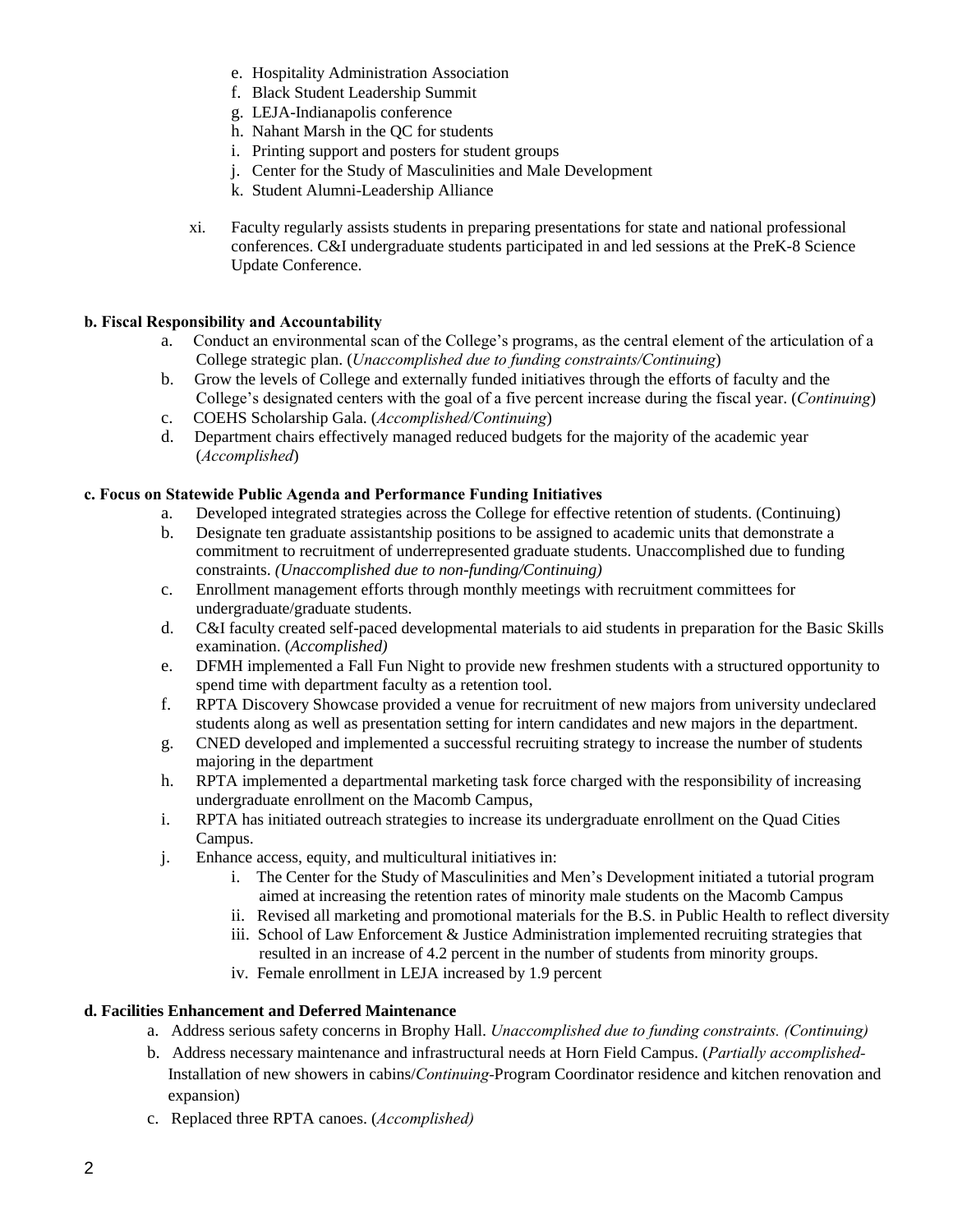e. Hospitality Administration Association
f. Black Student Leadership Summit
g. LEJA-Indianapolis conference
h. Nahant Marsh in the QC for students
i. Printing support and posters for student groups
j. Center for the Study of Masculinities and Male Development
k. Student Alumni-Leadership Alliance

xi. Faculty regularly assists students in preparing presentations for state and national professional conferences. C&I undergraduate students participated in and led sessions at the PreK-8 Science Update Conference.

**b. Fiscal Responsibility and Accountability**

a. Conduct an environmental scan of the College's programs, as the central element of the articulation of a College strategic plan. (*Unaccomplished due to funding constraints/Continuing*)
b. Grow the levels of College and externally funded initiatives through the efforts of faculty and the College's designated centers with the goal of a five percent increase during the fiscal year. (*Continuing*)
c. COEHS Scholarship Gala. (*Accomplished/Continuing*)
d. Department chairs effectively managed reduced budgets for the majority of the academic year (*Accomplished*)

**c. Focus on Statewide Public Agenda and Performance Funding Initiatives**

a. Developed integrated strategies across the College for effective retention of students. (Continuing)
b. Designate ten graduate assistantship positions to be assigned to academic units that demonstrate a commitment to recruitment of underrepresented graduate students. Unaccomplished due to funding constraints. *(Unaccomplished due to non-funding/Continuing)*
c. Enrollment management efforts through monthly meetings with recruitment committees for undergraduate/graduate students.
d. C&I faculty created self-paced developmental materials to aid students in preparation for the Basic Skills examination. (*Accomplished)*
e. DFMH implemented a Fall Fun Night to provide new freshmen students with a structured opportunity to spend time with department faculty as a retention tool.
f. RPTA Discovery Showcase provided a venue for recruitment of new majors from university undeclared students along as well as presentation setting for intern candidates and new majors in the department.
g. CNED developed and implemented a successful recruiting strategy to increase the number of students majoring in the department
h. RPTA implemented a departmental marketing task force charged with the responsibility of increasing undergraduate enrollment on the Macomb Campus,
i. RPTA has initiated outreach strategies to increase its undergraduate enrollment on the Quad Cities Campus.
j. Enhance access, equity, and multicultural initiatives in:
    i. The Center for the Study of Masculinities and Men's Development initiated a tutorial program aimed at increasing the retention rates of minority male students on the Macomb Campus
    ii. Revised all marketing and promotional materials for the B.S. in Public Health to reflect diversity
    iii. School of Law Enforcement & Justice Administration implemented recruiting strategies that resulted in an increase of 4.2 percent in the number of students from minority groups.
    iv. Female enrollment in LEJA increased by 1.9 percent

**d. Facilities Enhancement and Deferred Maintenance**

a. Address serious safety concerns in Brophy Hall. *Unaccomplished due to funding constraints. (Continuing)*
b. Address necessary maintenance and infrastructural needs at Horn Field Campus. (*Partially accomplished-* Installation of new showers in cabins/*Continuing*-Program Coordinator residence and kitchen renovation and expansion)
c. Replaced three RPTA canoes. (*Accomplished)*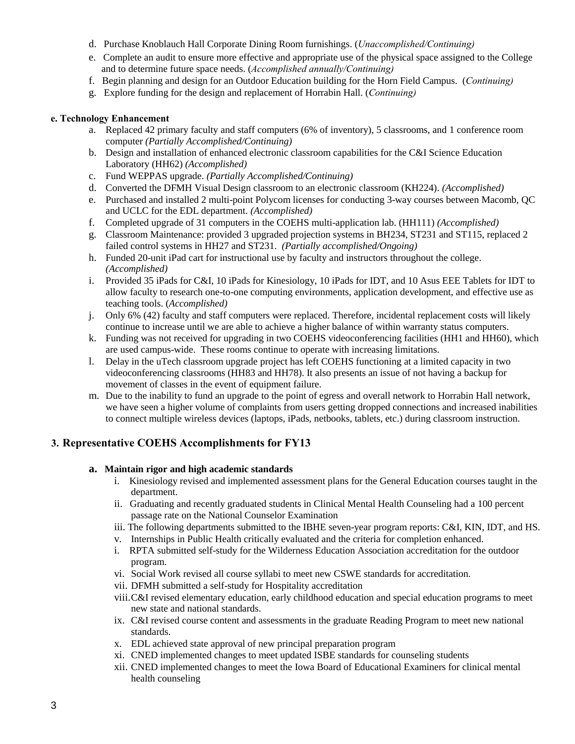d. Purchase Knoblauch Hall Corporate Dining Room furnishings. (*Unaccomplished/Continuing)*

e. Complete an audit to ensure more effective and appropriate use of the physical space assigned to the College and to determine future space needs. (*Accomplished annually/Continuing)*

f. Begin planning and design for an Outdoor Education building for the Horn Field Campus. (*Continuing)*

g. Explore funding for the design and replacement of Horrabin Hall. (*Continuing)*

**e. Technology Enhancement**

a. Replaced 42 primary faculty and staff computers (6% of inventory), 5 classrooms, and 1 conference room computer *(Partially Accomplished/Continuing)*

b. Design and installation of enhanced electronic classroom capabilities for the C&I Science Education Laboratory (HH62) *(Accomplished)*

c. Fund WEPPAS upgrade. *(Partially Accomplished/Continuing)*

d. Converted the DFMH Visual Design classroom to an electronic classroom (KH224). *(Accomplished)*

e. Purchased and installed 2 multi-point Polycom licenses for conducting 3-way courses between Macomb, QC and UCLC for the EDL department. *(Accomplished)*

f. Completed upgrade of 31 computers in the COEHS multi-application lab. (HH111) *(Accomplished)*

g. Classroom Maintenance: provided 3 upgraded projection systems in BH234, ST231 and ST115, replaced 2 failed control systems in HH27 and ST231. *(Partially accomplished/Ongoing)*

h. Funded 20-unit iPad cart for instructional use by faculty and instructors throughout the college. *(Accomplished)*

i. Provided 35 iPads for C&I, 10 iPads for Kinesiology, 10 iPads for IDT, and 10 Asus EEE Tablets for IDT to allow faculty to research one-to-one computing environments, application development, and effective use as teaching tools. (*Accomplished)*

j. Only 6% (42) faculty and staff computers were replaced. Therefore, incidental replacement costs will likely continue to increase until we are able to achieve a higher balance of within warranty status computers.

k. Funding was not received for upgrading in two COEHS videoconferencing facilities (HH1 and HH60), which are used campus-wide. These rooms continue to operate with increasing limitations.

l. Delay in the uTech classroom upgrade project has left COEHS functioning at a limited capacity in two videoconferencing classrooms (HH83 and HH78). It also presents an issue of not having a backup for movement of classes in the event of equipment failure.

m. Due to the inability to fund an upgrade to the point of egress and overall network to Horrabin Hall network, we have seen a higher volume of complaints from users getting dropped connections and increased inabilities to connect multiple wireless devices (laptops, iPads, netbooks, tablets, etc.) during classroom instruction.

## 3. Representative COEHS Accomplishments for FY13

### a. Maintain rigor and high academic standards

i. Kinesiology revised and implemented assessment plans for the General Education courses taught in the department.

ii. Graduating and recently graduated students in Clinical Mental Health Counseling had a 100 percent passage rate on the National Counselor Examination

iii. The following departments submitted to the IBHE seven-year program reports: C&I, KIN, IDT, and HS.

v. Internships in Public Health critically evaluated and the criteria for completion enhanced.

i. RPTA submitted self-study for the Wilderness Education Association accreditation for the outdoor program.

vi. Social Work revised all course syllabi to meet new CSWE standards for accreditation.

vii. DFMH submitted a self-study for Hospitality accreditation

viii. C&I revised elementary education, early childhood education and special education programs to meet new state and national standards.

ix. C&I revised course content and assessments in the graduate Reading Program to meet new national standards.

x. EDL achieved state approval of new principal preparation program

xi. CNED implemented changes to meet updated ISBE standards for counseling students

xii. CNED implemented changes to meet the Iowa Board of Educational Examiners for clinical mental health counseling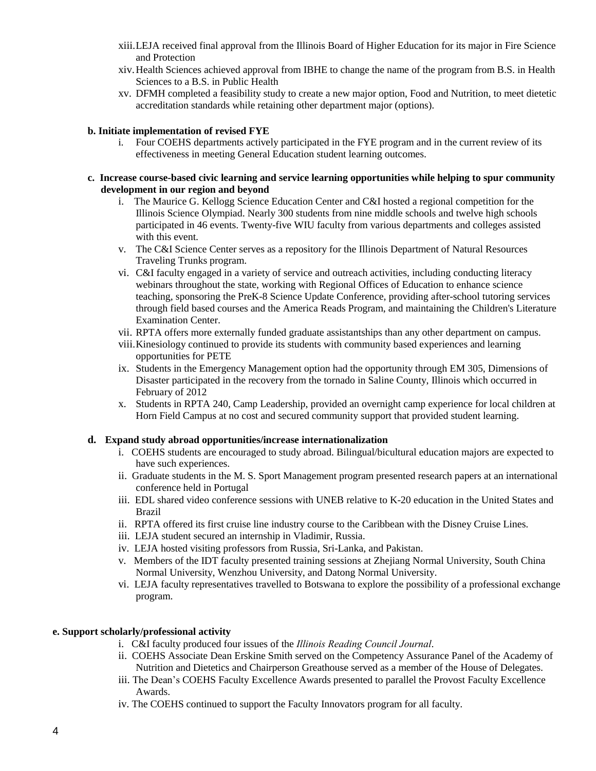xiii. LEJA received final approval from the Illinois Board of Higher Education for its major in Fire Science and Protection

xiv. Health Sciences achieved approval from IBHE to change the name of the program from B.S. in Health Sciences to a B.S. in Public Health

xv. DFMH completed a feasibility study to create a new major option, Food and Nutrition, to meet dietetic accreditation standards while retaining other department major (options).

**b. Initiate implementation of revised FYE**

i. Four COEHS departments actively participated in the FYE program and in the current review of its effectiveness in meeting General Education student learning outcomes.

**c. Increase course-based civic learning and service learning opportunities while helping to spur community development in our region and beyond**

i. The Maurice G. Kellogg Science Education Center and C&I hosted a regional competition for the Illinois Science Olympiad. Nearly 300 students from nine middle schools and twelve high schools participated in 46 events. Twenty-five WIU faculty from various departments and colleges assisted with this event.

v. The C&I Science Center serves as a repository for the Illinois Department of Natural Resources Traveling Trunks program.

vi. C&I faculty engaged in a variety of service and outreach activities, including conducting literacy webinars throughout the state, working with Regional Offices of Education to enhance science teaching, sponsoring the PreK-8 Science Update Conference, providing after-school tutoring services through field based courses and the America Reads Program, and maintaining the Children's Literature Examination Center.

vii. RPTA offers more externally funded graduate assistantships than any other department on campus.

viii. Kinesiology continued to provide its students with community based experiences and learning opportunities for PETE

ix. Students in the Emergency Management option had the opportunity through EM 305, Dimensions of Disaster participated in the recovery from the tornado in Saline County, Illinois which occurred in February of 2012

x. Students in RPTA 240, Camp Leadership, provided an overnight camp experience for local children at Horn Field Campus at no cost and secured community support that provided student learning.

**d. Expand study abroad opportunities/increase internationalization**

i. COEHS students are encouraged to study abroad. Bilingual/bicultural education majors are expected to have such experiences.

ii. Graduate students in the M. S. Sport Management program presented research papers at an international conference held in Portugal

iii. EDL shared video conference sessions with UNEB relative to K-20 education in the United States and Brazil

ii. RPTA offered its first cruise line industry course to the Caribbean with the Disney Cruise Lines.

iii. LEJA student secured an internship in Vladimir, Russia.

iv. LEJA hosted visiting professors from Russia, Sri-Lanka, and Pakistan.

v. Members of the IDT faculty presented training sessions at Zhejiang Normal University, South China Normal University, Wenzhou University, and Datong Normal University.

vi. LEJA faculty representatives travelled to Botswana to explore the possibility of a professional exchange program.

**e. Support scholarly/professional activity**

i. C&I faculty produced four issues of the *Illinois Reading Council Journal*.

ii. COEHS Associate Dean Erskine Smith served on the Competency Assurance Panel of the Academy of Nutrition and Dietetics and Chairperson Greathouse served as a member of the House of Delegates.

iii. The Dean's COEHS Faculty Excellence Awards presented to parallel the Provost Faculty Excellence Awards.

iv. The COEHS continued to support the Faculty Innovators program for all faculty.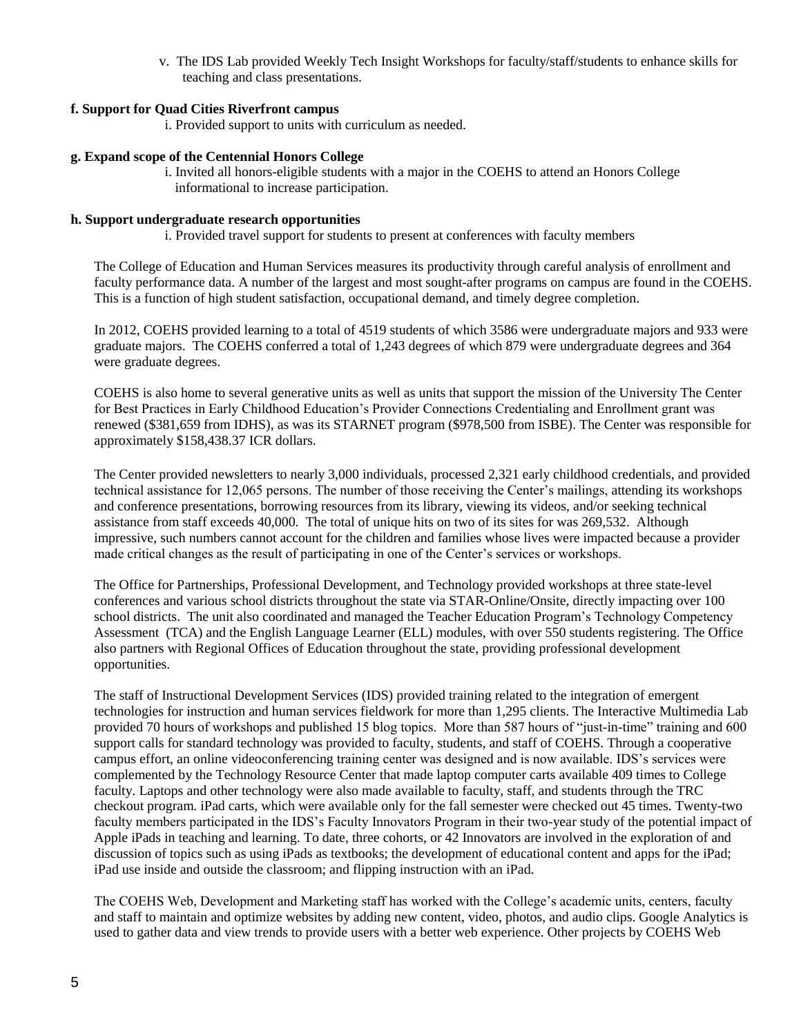v. The IDS Lab provided Weekly Tech Insight Workshops for faculty/staff/students to enhance skills for teaching and class presentations.

**f. Support for Quad Cities Riverfront campus**

i. Provided support to units with curriculum as needed.

**g. Expand scope of the Centennial Honors College**

i. Invited all honors-eligible students with a major in the COEHS to attend an Honors College informational to increase participation.

**h. Support undergraduate research opportunities**

i. Provided travel support for students to present at conferences with faculty members

The College of Education and Human Services measures its productivity through careful analysis of enrollment and faculty performance data. A number of the largest and most sought-after programs on campus are found in the COEHS. This is a function of high student satisfaction, occupational demand, and timely degree completion.

In 2012, COEHS provided learning to a total of 4519 students of which 3586 were undergraduate majors and 933 were graduate majors. The COEHS conferred a total of 1,243 degrees of which 879 were undergraduate degrees and 364 were graduate degrees.

COEHS is also home to several generative units as well as units that support the mission of the University The Center for Best Practices in Early Childhood Education's Provider Connections Credentialing and Enrollment grant was renewed ($381,659 from IDHS), as was its STARNET program ($978,500 from ISBE). The Center was responsible for approximately $158,438.37 ICR dollars.

The Center provided newsletters to nearly 3,000 individuals, processed 2,321 early childhood credentials, and provided technical assistance for 12,065 persons. The number of those receiving the Center's mailings, attending its workshops and conference presentations, borrowing resources from its library, viewing its videos, and/or seeking technical assistance from staff exceeds 40,000. The total of unique hits on two of its sites for was 269,532. Although impressive, such numbers cannot account for the children and families whose lives were impacted because a provider made critical changes as the result of participating in one of the Center's services or workshops.

The Office for Partnerships, Professional Development, and Technology provided workshops at three state-level conferences and various school districts throughout the state via STAR-Online/Onsite, directly impacting over 100 school districts. The unit also coordinated and managed the Teacher Education Program's Technology Competency Assessment (TCA) and the English Language Learner (ELL) modules, with over 550 students registering. The Office also partners with Regional Offices of Education throughout the state, providing professional development opportunities.

The staff of Instructional Development Services (IDS) provided training related to the integration of emergent technologies for instruction and human services fieldwork for more than 1,295 clients. The Interactive Multimedia Lab provided 70 hours of workshops and published 15 blog topics. More than 587 hours of "just-in-time" training and 600 support calls for standard technology was provided to faculty, students, and staff of COEHS. Through a cooperative campus effort, an online videoconferencing training center was designed and is now available. IDS's services were complemented by the Technology Resource Center that made laptop computer carts available 409 times to College faculty. Laptops and other technology were also made available to faculty, staff, and students through the TRC checkout program. iPad carts, which were available only for the fall semester were checked out 45 times. Twenty-two faculty members participated in the IDS's Faculty Innovators Program in their two-year study of the potential impact of Apple iPads in teaching and learning. To date, three cohorts, or 42 Innovators are involved in the exploration of and discussion of topics such as using iPads as textbooks; the development of educational content and apps for the iPad; iPad use inside and outside the classroom; and flipping instruction with an iPad.

The COEHS Web, Development and Marketing staff has worked with the College's academic units, centers, faculty and staff to maintain and optimize websites by adding new content, video, photos, and audio clips. Google Analytics is used to gather data and view trends to provide users with a better web experience. Other projects by COEHS Web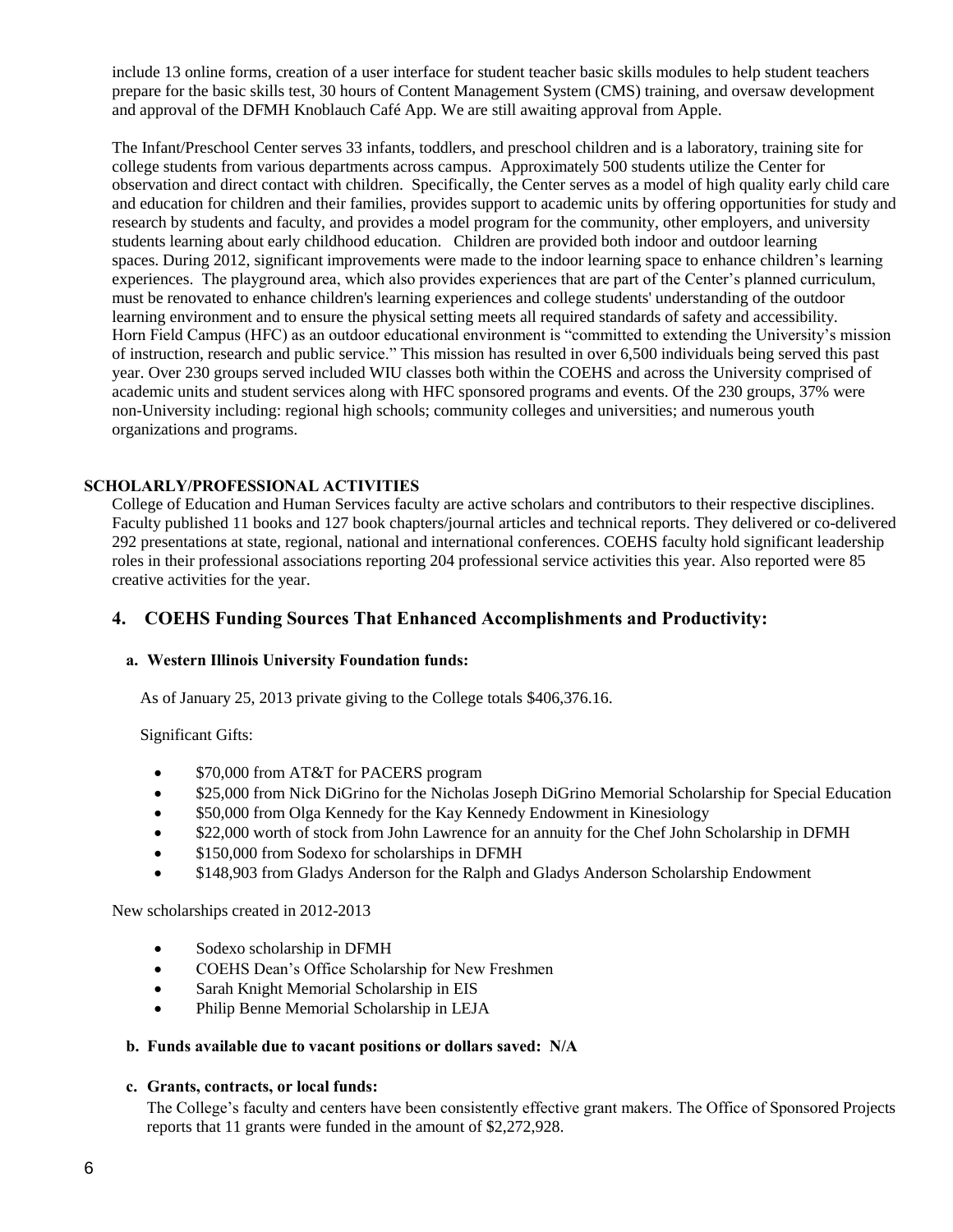include 13 online forms, creation of a user interface for student teacher basic skills modules to help student teachers prepare for the basic skills test, 30 hours of Content Management System (CMS) training, and oversaw development and approval of the DFMH Knoblauch Café App. We are still awaiting approval from Apple.

The Infant/Preschool Center serves 33 infants, toddlers, and preschool children and is a laboratory, training site for college students from various departments across campus. Approximately 500 students utilize the Center for observation and direct contact with children. Specifically, the Center serves as a model of high quality early child care and education for children and their families, provides support to academic units by offering opportunities for study and research by students and faculty, and provides a model program for the community, other employers, and university students learning about early childhood education. Children are provided both indoor and outdoor learning spaces. During 2012, significant improvements were made to the indoor learning space to enhance children's learning experiences. The playground area, which also provides experiences that are part of the Center's planned curriculum, must be renovated to enhance children's learning experiences and college students' understanding of the outdoor learning environment and to ensure the physical setting meets all required standards of safety and accessibility. Horn Field Campus (HFC) as an outdoor educational environment is "committed to extending the University's mission of instruction, research and public service." This mission has resulted in over 6,500 individuals being served this past year. Over 230 groups served included WIU classes both within the COEHS and across the University comprised of academic units and student services along with HFC sponsored programs and events. Of the 230 groups, 37% were non-University including: regional high schools; community colleges and universities; and numerous youth organizations and programs.

**SCHOLARLY/PROFESSIONAL ACTIVITIES**

College of Education and Human Services faculty are active scholars and contributors to their respective disciplines. Faculty published 11 books and 127 book chapters/journal articles and technical reports. They delivered or co-delivered 292 presentations at state, regional, national and international conferences. COEHS faculty hold significant leadership roles in their professional associations reporting 204 professional service activities this year. Also reported were 85 creative activities for the year.

## 4. COEHS Funding Sources That Enhanced Accomplishments and Productivity:

**a. Western Illinois University Foundation funds:**

As of January 25, 2013 private giving to the College totals $406,376.16.

Significant Gifts:

- $70,000 from AT&T for PACERS program
- $25,000 from Nick DiGrino for the Nicholas Joseph DiGrino Memorial Scholarship for Special Education
- $50,000 from Olga Kennedy for the Kay Kennedy Endowment in Kinesiology
- $22,000 worth of stock from John Lawrence for an annuity for the Chef John Scholarship in DFMH
- $150,000 from Sodexo for scholarships in DFMH
- $148,903 from Gladys Anderson for the Ralph and Gladys Anderson Scholarship Endowment

New scholarships created in 2012-2013

- Sodexo scholarship in DFMH
- COEHS Dean's Office Scholarship for New Freshmen
- Sarah Knight Memorial Scholarship in EIS
- Philip Benne Memorial Scholarship in LEJA

**b. Funds available due to vacant positions or dollars saved: N/A**

**c. Grants, contracts, or local funds:**

The College's faculty and centers have been consistently effective grant makers. The Office of Sponsored Projects reports that 11 grants were funded in the amount of $2,272,928.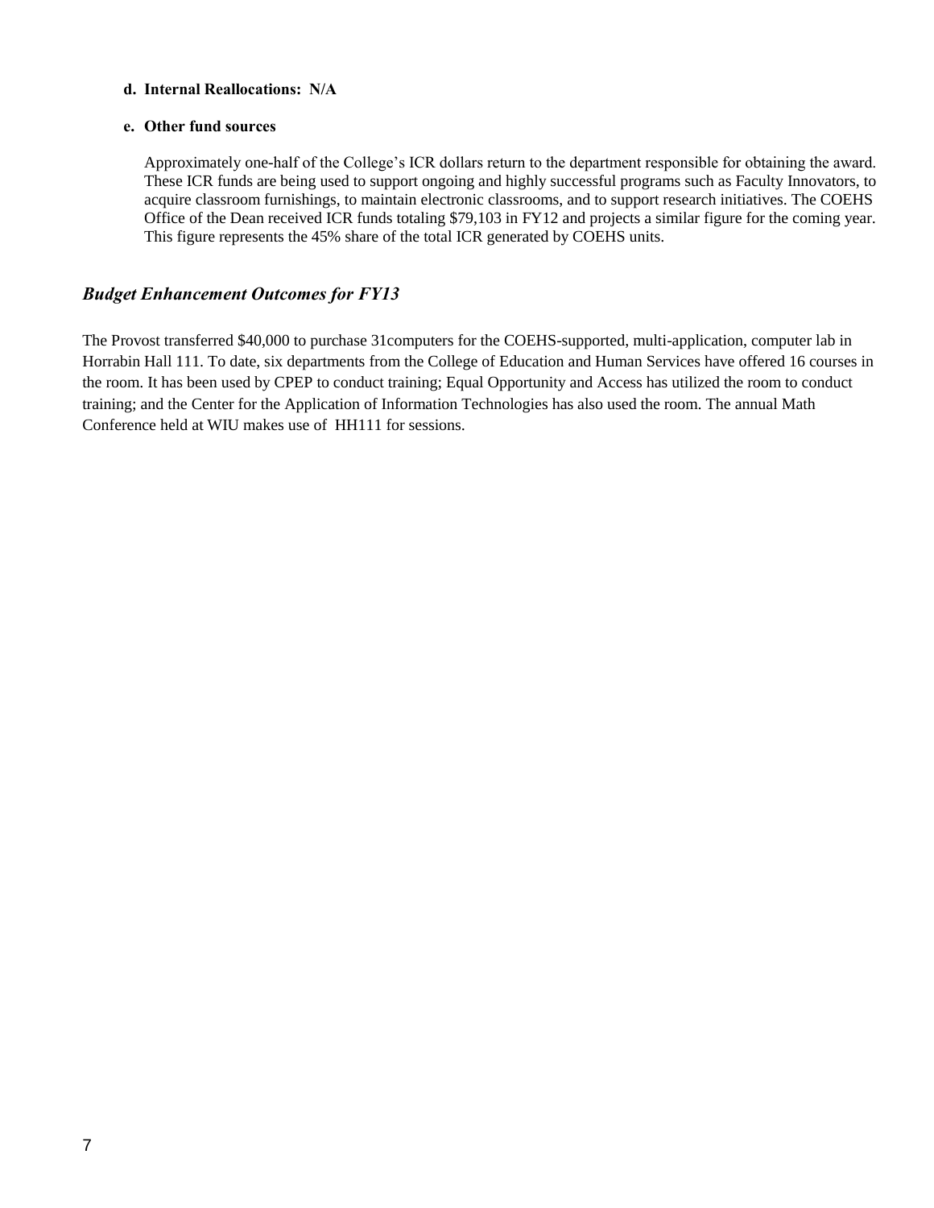**d. Internal Reallocations: N/A**

**e. Other fund sources**

Approximately one-half of the College's ICR dollars return to the department responsible for obtaining the award. These ICR funds are being used to support ongoing and highly successful programs such as Faculty Innovators, to acquire classroom furnishings, to maintain electronic classrooms, and to support research initiatives. The COEHS Office of the Dean received ICR funds totaling $79,103 in FY12 and projects a similar figure for the coming year. This figure represents the 45% share of the total ICR generated by COEHS units.

## *Budget Enhancement Outcomes for FY13*

The Provost transferred $40,000 to purchase 31computers for the COEHS-supported, multi-application, computer lab in Horrabin Hall 111. To date, six departments from the College of Education and Human Services have offered 16 courses in the room. It has been used by CPEP to conduct training; Equal Opportunity and Access has utilized the room to conduct training; and the Center for the Application of Information Technologies has also used the room. The annual Math Conference held at WIU makes use of HH111 for sessions.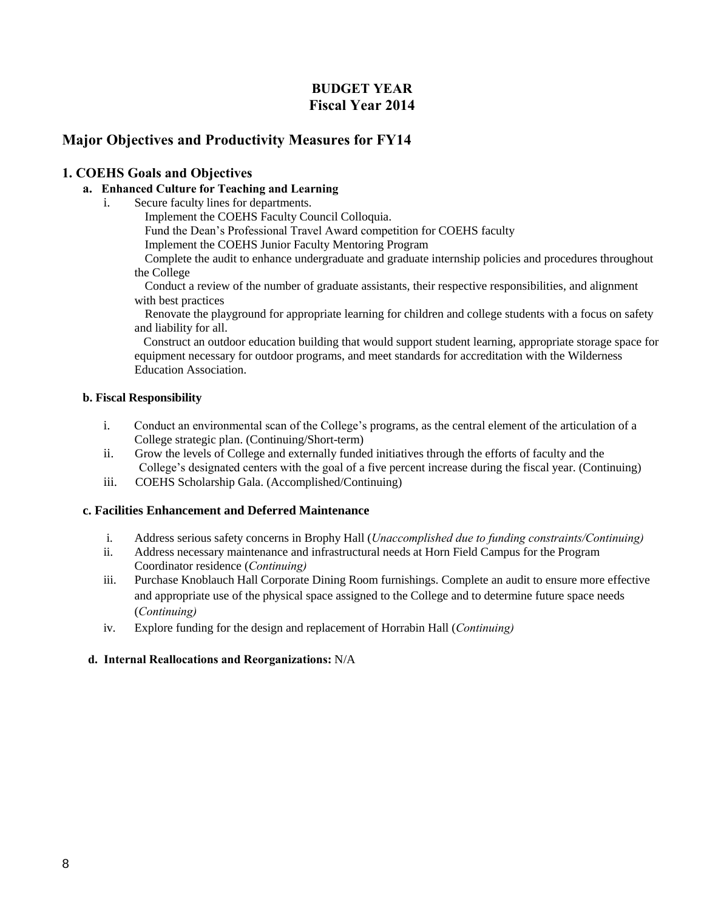# BUDGET YEAR
# Fiscal Year 2014

## Major Objectives and Productivity Measures for FY14

### 1. COEHS Goals and Objectives

**a. Enhanced Culture for Teaching and Learning**

i. Secure faculty lines for departments.
   Implement the COEHS Faculty Council Colloquia.
   Fund the Dean's Professional Travel Award competition for COEHS faculty
   Implement the COEHS Junior Faculty Mentoring Program
   Complete the audit to enhance undergraduate and graduate internship policies and procedures throughout the College
   Conduct a review of the number of graduate assistants, their respective responsibilities, and alignment with best practices
   Renovate the playground for appropriate learning for children and college students with a focus on safety and liability for all.
   Construct an outdoor education building that would support student learning, appropriate storage space for equipment necessary for outdoor programs, and meet standards for accreditation with the Wilderness Education Association.

**b. Fiscal Responsibility**

i. Conduct an environmental scan of the College's programs, as the central element of the articulation of a College strategic plan. (Continuing/Short-term)
ii. Grow the levels of College and externally funded initiatives through the efforts of faculty and the College's designated centers with the goal of a five percent increase during the fiscal year. (Continuing)
iii. COEHS Scholarship Gala. (Accomplished/Continuing)

**c. Facilities Enhancement and Deferred Maintenance**

i. Address serious safety concerns in Brophy Hall (*Unaccomplished due to funding constraints/Continuing)*
ii. Address necessary maintenance and infrastructural needs at Horn Field Campus for the Program Coordinator residence (*Continuing)*
iii. Purchase Knoblauch Hall Corporate Dining Room furnishings. Complete an audit to ensure more effective and appropriate use of the physical space assigned to the College and to determine future space needs (*Continuing)*
iv. Explore funding for the design and replacement of Horrabin Hall (*Continuing)*

**d. Internal Reallocations and Reorganizations:** N/A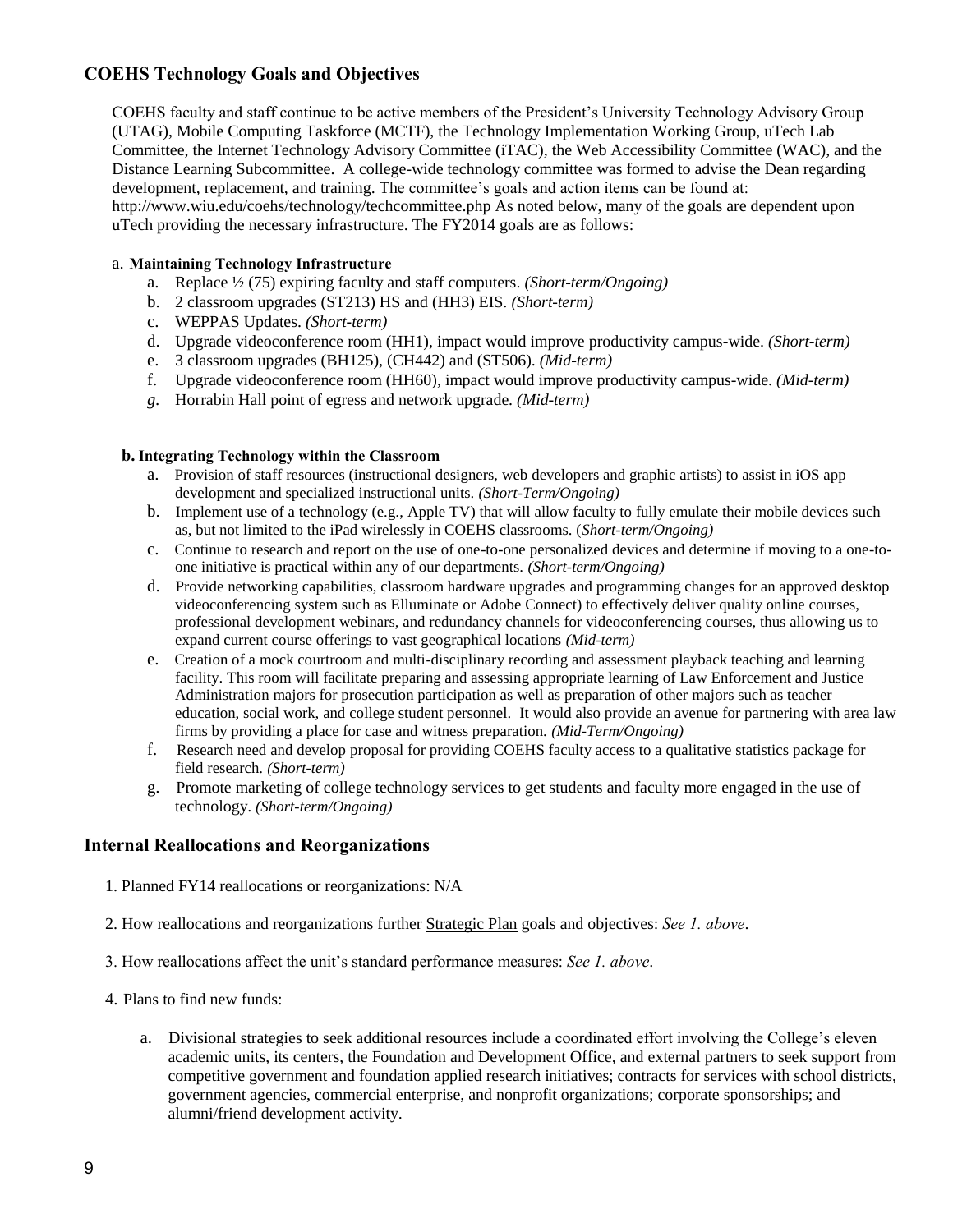## COEHS Technology Goals and Objectives

COEHS faculty and staff continue to be active members of the President's University Technology Advisory Group (UTAG), Mobile Computing Taskforce (MCTF), the Technology Implementation Working Group, uTech Lab Committee, the Internet Technology Advisory Committee (iTAC), the Web Accessibility Committee (WAC), and the Distance Learning Subcommittee. A college-wide technology committee was formed to advise the Dean regarding development, replacement, and training. The committee's goals and action items can be found at: http://www.wiu.edu/coehs/technology/techcommittee.php As noted below, many of the goals are dependent upon uTech providing the necessary infrastructure. The FY2014 goals are as follows:

a. **Maintaining Technology Infrastructure**

a. Replace ½ (75) expiring faculty and staff computers. *(Short-term/Ongoing)*
b. 2 classroom upgrades (ST213) HS and (HH3) EIS. *(Short-term)*
c. WEPPAS Updates. *(Short-term)*
d. Upgrade videoconference room (HH1), impact would improve productivity campus-wide. *(Short-term)*
e. 3 classroom upgrades (BH125), (CH442) and (ST506). *(Mid-term)*
f. Upgrade videoconference room (HH60), impact would improve productivity campus-wide. *(Mid-term)*
g. Horrabin Hall point of egress and network upgrade. *(Mid-term)*

**b. Integrating Technology within the Classroom**

a. Provision of staff resources (instructional designers, web developers and graphic artists) to assist in iOS app development and specialized instructional units. *(Short-Term/Ongoing)*
b. Implement use of a technology (e.g., Apple TV) that will allow faculty to fully emulate their mobile devices such as, but not limited to the iPad wirelessly in COEHS classrooms. (*Short-term/Ongoing)*
c. Continue to research and report on the use of one-to-one personalized devices and determine if moving to a one-to-one initiative is practical within any of our departments. *(Short-term/Ongoing)*
d. Provide networking capabilities, classroom hardware upgrades and programming changes for an approved desktop videoconferencing system such as Elluminate or Adobe Connect) to effectively deliver quality online courses, professional development webinars, and redundancy channels for videoconferencing courses, thus allowing us to expand current course offerings to vast geographical locations *(Mid-term)*
e. Creation of a mock courtroom and multi-disciplinary recording and assessment playback teaching and learning facility. This room will facilitate preparing and assessing appropriate learning of Law Enforcement and Justice Administration majors for prosecution participation as well as preparation of other majors such as teacher education, social work, and college student personnel. It would also provide an avenue for partnering with area law firms by providing a place for case and witness preparation. *(Mid-Term/Ongoing)*
f. Research need and develop proposal for providing COEHS faculty access to a qualitative statistics package for field research. *(Short-term)*
g. Promote marketing of college technology services to get students and faculty more engaged in the use of technology. *(Short-term/Ongoing)*

## Internal Reallocations and Reorganizations

1. Planned FY14 reallocations or reorganizations: N/A
2. How reallocations and reorganizations further Strategic Plan goals and objectives: *See 1. above*.
3. How reallocations affect the unit's standard performance measures: *See 1. above*.
4. Plans to find new funds:

   a. Divisional strategies to seek additional resources include a coordinated effort involving the College's eleven academic units, its centers, the Foundation and Development Office, and external partners to seek support from competitive government and foundation applied research initiatives; contracts for services with school districts, government agencies, commercial enterprise, and nonprofit organizations; corporate sponsorships; and alumni/friend development activity.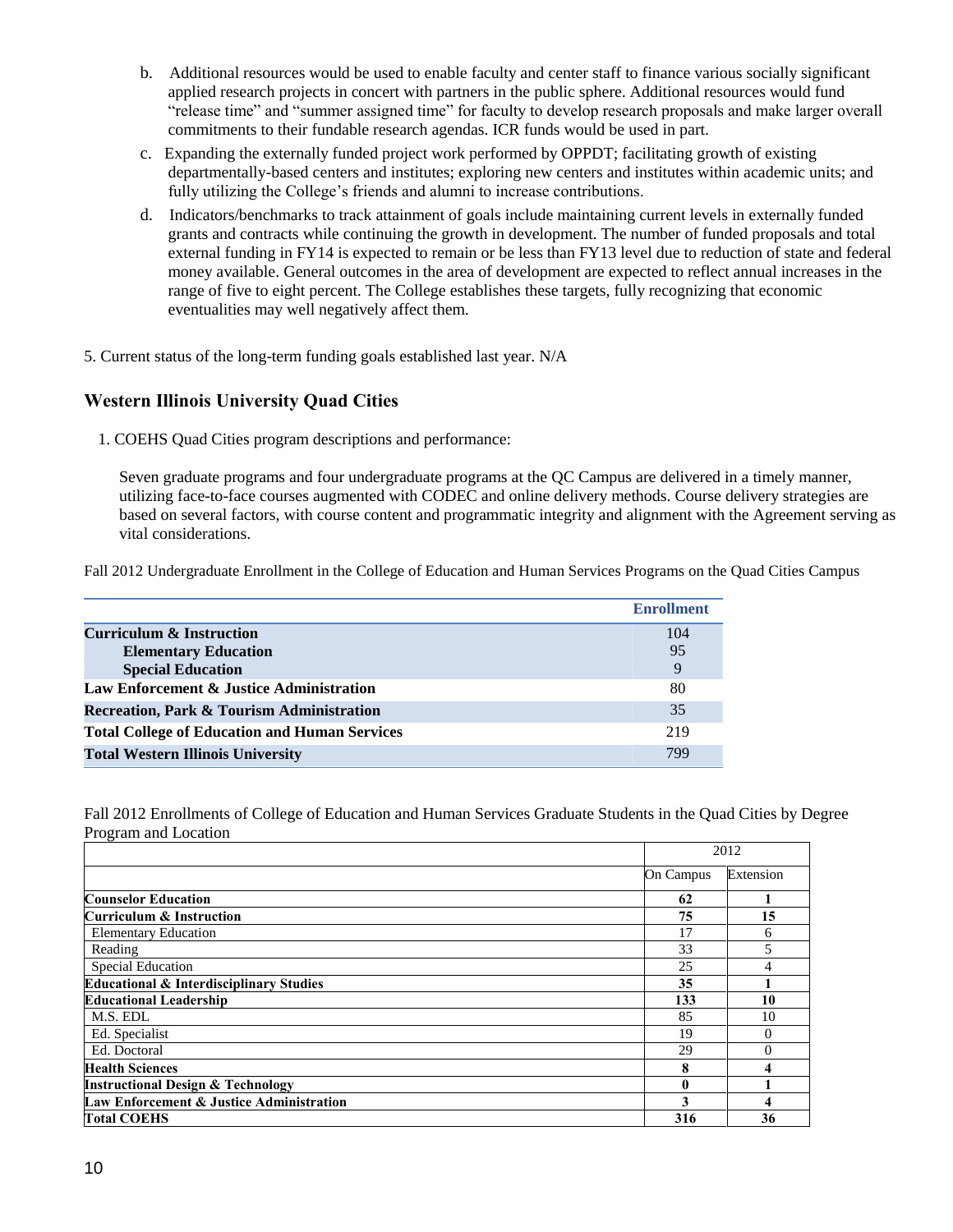b. Additional resources would be used to enable faculty and center staff to finance various socially significant applied research projects in concert with partners in the public sphere. Additional resources would fund "release time" and "summer assigned time" for faculty to develop research proposals and make larger overall commitments to their fundable research agendas. ICR funds would be used in part.

c. Expanding the externally funded project work performed by OPPDT; facilitating growth of existing departmentally-based centers and institutes; exploring new centers and institutes within academic units; and fully utilizing the College's friends and alumni to increase contributions.

d. Indicators/benchmarks to track attainment of goals include maintaining current levels in externally funded grants and contracts while continuing the growth in development. The number of funded proposals and total external funding in FY14 is expected to remain or be less than FY13 level due to reduction of state and federal money available. General outcomes in the area of development are expected to reflect annual increases in the range of five to eight percent. The College establishes these targets, fully recognizing that economic eventualities may well negatively affect them.

5. Current status of the long-term funding goals established last year. N/A

## Western Illinois University Quad Cities

1. COEHS Quad Cities program descriptions and performance:

Seven graduate programs and four undergraduate programs at the QC Campus are delivered in a timely manner, utilizing face-to-face courses augmented with CODEC and online delivery methods. Course delivery strategies are based on several factors, with course content and programmatic integrity and alignment with the Agreement serving as vital considerations.

Fall 2012 Undergraduate Enrollment in the College of Education and Human Services Programs on the Quad Cities Campus

| | Enrollment |
|---|---|
| **Curriculum & Instruction** | 104 |
| **Elementary Education** | 95 |
| **Special Education** | 9 |
| **Law Enforcement & Justice Administration** | 80 |
| **Recreation, Park & Tourism Administration** | 35 |
| **Total College of Education and Human Services** | 219 |
| **Total Western Illinois University** | 799 |

Fall 2012 Enrollments of College of Education and Human Services Graduate Students in the Quad Cities by Degree Program and Location

| | 2012 | |
|---|---|---|
| | On Campus | Extension |
| **Counselor Education** | **62** | **1** |
| **Curriculum & Instruction** | **75** | **15** |
| Elementary Education | 17 | 6 |
| Reading | 33 | 5 |
| Special Education | 25 | 4 |
| **Educational & Interdisciplinary Studies** | **35** | **1** |
| **Educational Leadership** | **133** | **10** |
| M.S. EDL | 85 | 10 |
| Ed. Specialist | 19 | 0 |
| Ed. Doctoral | 29 | 0 |
| **Health Sciences** | **8** | **4** |
| **Instructional Design & Technology** | **0** | **1** |
| **Law Enforcement & Justice Administration** | **3** | **4** |
| **Total COEHS** | **316** | **36** |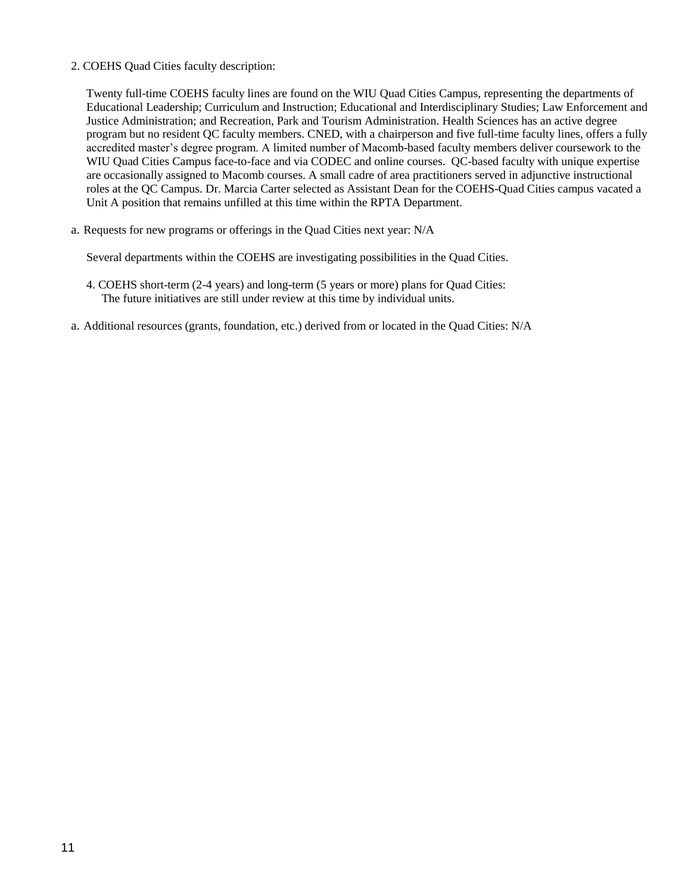2. COEHS Quad Cities faculty description:

Twenty full-time COEHS faculty lines are found on the WIU Quad Cities Campus, representing the departments of Educational Leadership; Curriculum and Instruction; Educational and Interdisciplinary Studies; Law Enforcement and Justice Administration; and Recreation, Park and Tourism Administration. Health Sciences has an active degree program but no resident QC faculty members. CNED, with a chairperson and five full-time faculty lines, offers a fully accredited master's degree program. A limited number of Macomb-based faculty members deliver coursework to the WIU Quad Cities Campus face-to-face and via CODEC and online courses. QC-based faculty with unique expertise are occasionally assigned to Macomb courses. A small cadre of area practitioners served in adjunctive instructional roles at the QC Campus. Dr. Marcia Carter selected as Assistant Dean for the COEHS-Quad Cities campus vacated a Unit A position that remains unfilled at this time within the RPTA Department.

a. Requests for new programs or offerings in the Quad Cities next year: N/A

Several departments within the COEHS are investigating possibilities in the Quad Cities.

4. COEHS short-term (2-4 years) and long-term (5 years or more) plans for Quad Cities:
   The future initiatives are still under review at this time by individual units.

a. Additional resources (grants, foundation, etc.) derived from or located in the Quad Cities: N/A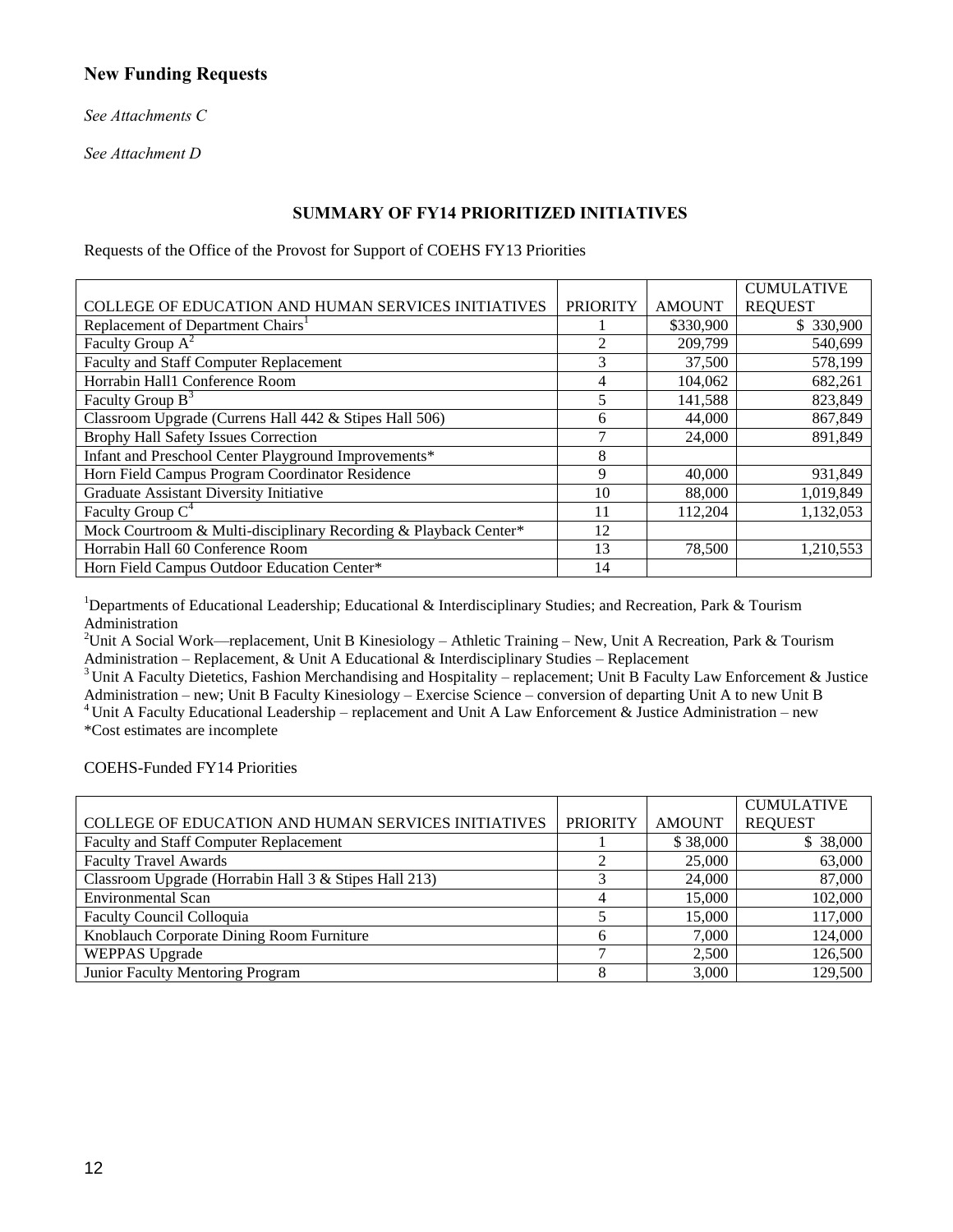## New Funding Requests

*See Attachments C*

*See Attachment D*

### SUMMARY OF FY14 PRIORITIZED INITIATIVES

Requests of the Office of the Provost for Support of COEHS FY13 Priorities

| COLLEGE OF EDUCATION AND HUMAN SERVICES INITIATIVES | PRIORITY | AMOUNT | CUMULATIVE REQUEST |
|---|---|---|---|
| Replacement of Department Chairs[1] | 1 | $330,900 | $ 330,900 |
| Faculty Group A[2] | 2 | 209,799 | 540,699 |
| Faculty and Staff Computer Replacement | 3 | 37,500 | 578,199 |
| Horrabin Hall1 Conference Room | 4 | 104,062 | 682,261 |
| Faculty Group B[3] | 5 | 141,588 | 823,849 |
| Classroom Upgrade (Currens Hall 442 & Stipes Hall 506) | 6 | 44,000 | 867,849 |
| Brophy Hall Safety Issues Correction | 7 | 24,000 | 891,849 |
| Infant and Preschool Center Playground Improvements* | 8 | | |
| Horn Field Campus Program Coordinator Residence | 9 | 40,000 | 931,849 |
| Graduate Assistant Diversity Initiative | 10 | 88,000 | 1,019,849 |
| Faculty Group C[4] | 11 | 112,204 | 1,132,053 |
| Mock Courtroom & Multi-disciplinary Recording & Playback Center* | 12 | | |
| Horrabin Hall 60 Conference Room | 13 | 78,500 | 1,210,553 |
| Horn Field Campus Outdoor Education Center* | 14 | | |

[1]Departments of Educational Leadership; Educational & Interdisciplinary Studies; and Recreation, Park & Tourism Administration

[2]Unit A Social Work—replacement, Unit B Kinesiology – Athletic Training – New, Unit A Recreation, Park & Tourism Administration – Replacement, & Unit A Educational & Interdisciplinary Studies – Replacement

[3]Unit A Faculty Dietetics, Fashion Merchandising and Hospitality – replacement; Unit B Faculty Law Enforcement & Justice Administration – new; Unit B Faculty Kinesiology – Exercise Science – conversion of departing Unit A to new Unit B

[4]Unit A Faculty Educational Leadership – replacement and Unit A Law Enforcement & Justice Administration – new

*Cost estimates are incomplete

COEHS-Funded FY14 Priorities

| COLLEGE OF EDUCATION AND HUMAN SERVICES INITIATIVES | PRIORITY | AMOUNT | CUMULATIVE REQUEST |
|---|---|---|---|
| Faculty and Staff Computer Replacement | 1 | $ 38,000 | $ 38,000 |
| Faculty Travel Awards | 2 | 25,000 | 63,000 |
| Classroom Upgrade (Horrabin Hall 3 & Stipes Hall 213) | 3 | 24,000 | 87,000 |
| Environmental Scan | 4 | 15,000 | 102,000 |
| Faculty Council Colloquia | 5 | 15,000 | 117,000 |
| Knoblauch Corporate Dining Room Furniture | 6 | 7,000 | 124,000 |
| WEPPAS Upgrade | 7 | 2,500 | 126,500 |
| Junior Faculty Mentoring Program | 8 | 3,000 | 129,500 |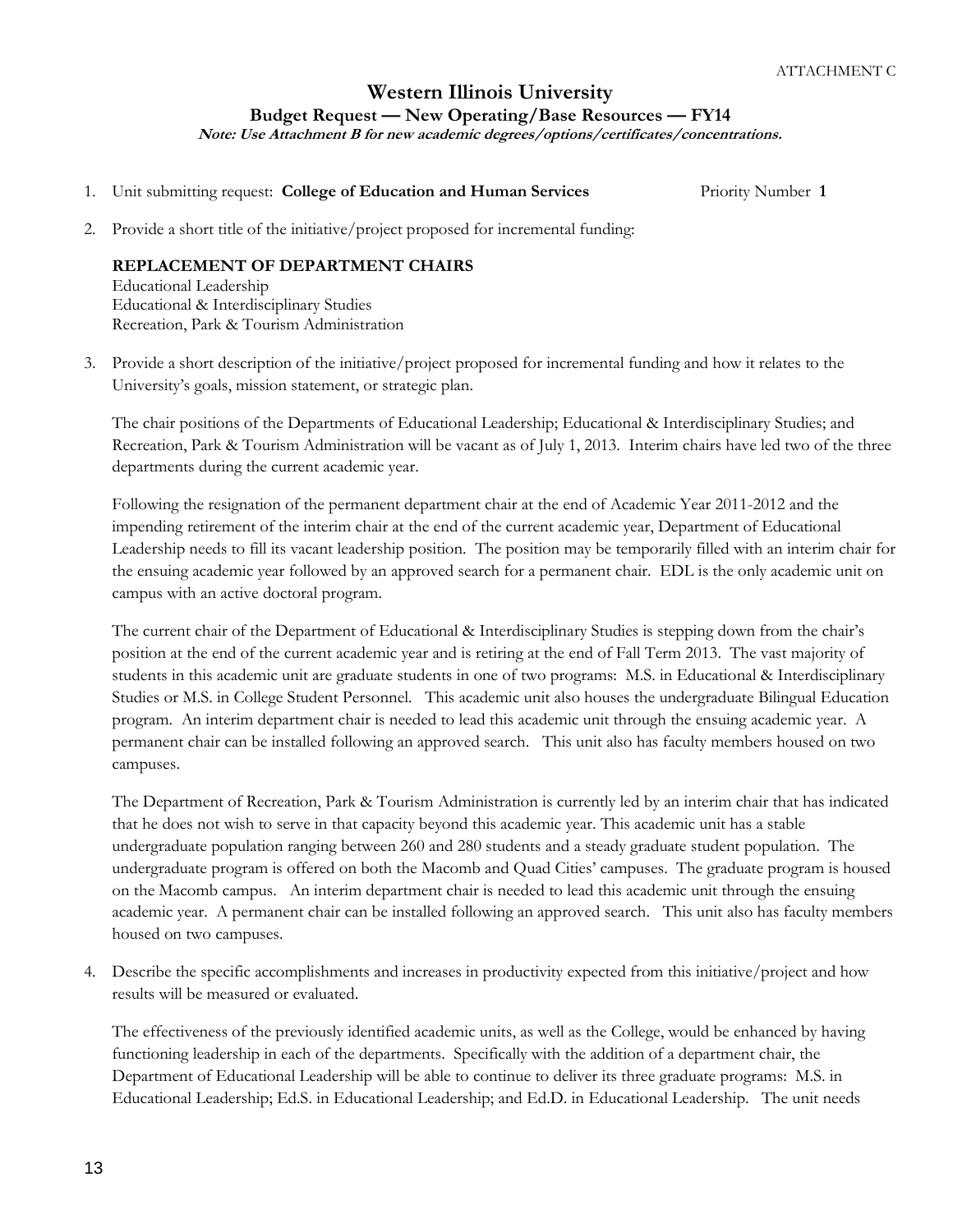ATTACHMENT C

# Western Illinois University

## Budget Request — New Operating/Base Resources — FY14

***Note: Use Attachment B for new academic degrees/options/certificates/concentrations.***

1. Unit submitting request: **College of Education and Human Services** Priority Number **1**

2. Provide a short title of the initiative/project proposed for incremental funding:

   **REPLACEMENT OF DEPARTMENT CHAIRS**
   Educational Leadership
   Educational & Interdisciplinary Studies
   Recreation, Park & Tourism Administration

3. Provide a short description of the initiative/project proposed for incremental funding and how it relates to the University's goals, mission statement, or strategic plan.

   The chair positions of the Departments of Educational Leadership; Educational & Interdisciplinary Studies; and Recreation, Park & Tourism Administration will be vacant as of July 1, 2013. Interim chairs have led two of the three departments during the current academic year.

   Following the resignation of the permanent department chair at the end of Academic Year 2011-2012 and the impending retirement of the interim chair at the end of the current academic year, Department of Educational Leadership needs to fill its vacant leadership position. The position may be temporarily filled with an interim chair for the ensuing academic year followed by an approved search for a permanent chair. EDL is the only academic unit on campus with an active doctoral program.

   The current chair of the Department of Educational & Interdisciplinary Studies is stepping down from the chair's position at the end of the current academic year and is retiring at the end of Fall Term 2013. The vast majority of students in this academic unit are graduate students in one of two programs: M.S. in Educational & Interdisciplinary Studies or M.S. in College Student Personnel. This academic unit also houses the undergraduate Bilingual Education program. An interim department chair is needed to lead this academic unit through the ensuing academic year. A permanent chair can be installed following an approved search. This unit also has faculty members housed on two campuses.

   The Department of Recreation, Park & Tourism Administration is currently led by an interim chair that has indicated that he does not wish to serve in that capacity beyond this academic year. This academic unit has a stable undergraduate population ranging between 260 and 280 students and a steady graduate student population. The undergraduate program is offered on both the Macomb and Quad Cities' campuses. The graduate program is housed on the Macomb campus. An interim department chair is needed to lead this academic unit through the ensuing academic year. A permanent chair can be installed following an approved search. This unit also has faculty members housed on two campuses.

4. Describe the specific accomplishments and increases in productivity expected from this initiative/project and how results will be measured or evaluated.

   The effectiveness of the previously identified academic units, as well as the College, would be enhanced by having functioning leadership in each of the departments. Specifically with the addition of a department chair, the Department of Educational Leadership will be able to continue to deliver its three graduate programs: M.S. in Educational Leadership; Ed.S. in Educational Leadership; and Ed.D. in Educational Leadership. The unit needs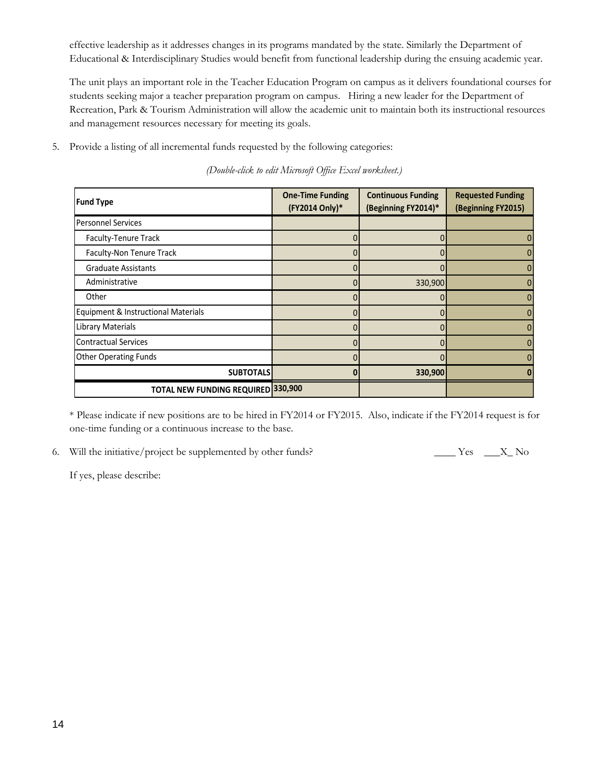effective leadership as it addresses changes in its programs mandated by the state. Similarly the Department of Educational & Interdisciplinary Studies would benefit from functional leadership during the ensuing academic year.

The unit plays an important role in the Teacher Education Program on campus as it delivers foundational courses for students seeking major a teacher preparation program on campus. Hiring a new leader for the Department of Recreation, Park & Tourism Administration will allow the academic unit to maintain both its instructional resources and management resources necessary for meeting its goals.

5. Provide a listing of all incremental funds requested by the following categories:

*(Double-click to edit Microsoft Office Excel worksheet.)*

| Fund Type | One-Time Funding (FY2014 Only)* | Continuous Funding (Beginning FY2014)* | Requested Funding (Beginning FY2015) |
|---|---|---|---|
| Personnel Services | | | |
| Faculty-Tenure Track | 0 | 0 | 0 |
| Faculty-Non Tenure Track | 0 | 0 | 0 |
| Graduate Assistants | 0 | 0 | 0 |
| Administrative | 0 | 330,900 | 0 |
| Other | 0 | 0 | 0 |
| Equipment & Instructional Materials | 0 | 0 | 0 |
| Library Materials | 0 | 0 | 0 |
| Contractual Services | 0 | 0 | 0 |
| Other Operating Funds | 0 | 0 | 0 |
| **SUBTOTALS** | **0** | **330,900** | **0** |
| **TOTAL NEW FUNDING REQUIRED** | **330,900** | | |

\* Please indicate if new positions are to be hired in FY2014 or FY2015. Also, indicate if the FY2014 request is for one-time funding or a continuous increase to the base.

6. Will the initiative/project be supplemented by other funds? \_\_\_\_ Yes \_\_\_X\_ No

If yes, please describe: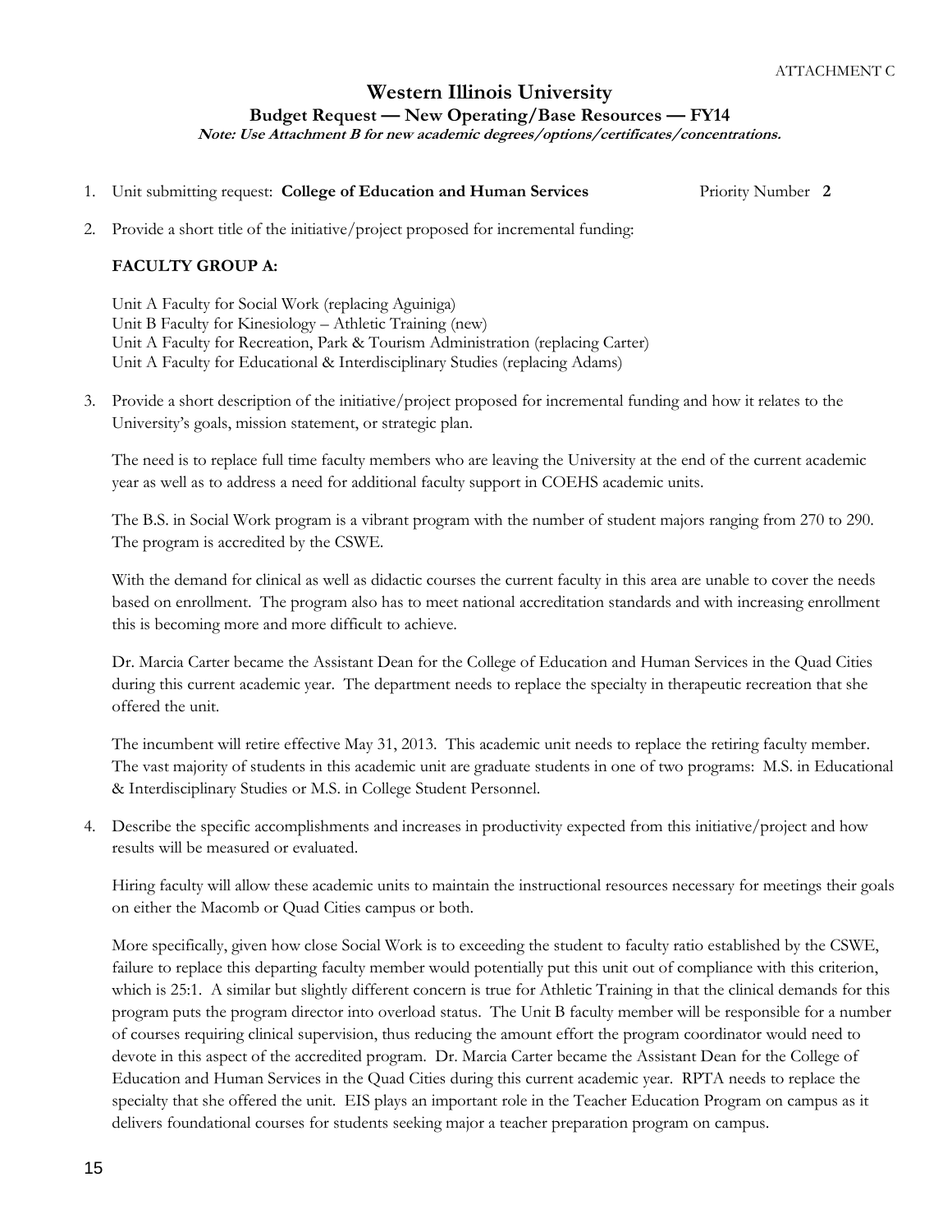ATTACHMENT C

# Western Illinois University

## Budget Request — New Operating/Base Resources — FY14

***Note: Use Attachment B for new academic degrees/options/certificates/concentrations.***

1. Unit submitting request: **College of Education and Human Services** Priority Number **2**

2. Provide a short title of the initiative/project proposed for incremental funding:

   **FACULTY GROUP A:**

   Unit A Faculty for Social Work (replacing Aguiniga)
   Unit B Faculty for Kinesiology – Athletic Training (new)
   Unit A Faculty for Recreation, Park & Tourism Administration (replacing Carter)
   Unit A Faculty for Educational & Interdisciplinary Studies (replacing Adams)

3. Provide a short description of the initiative/project proposed for incremental funding and how it relates to the University's goals, mission statement, or strategic plan.

   The need is to replace full time faculty members who are leaving the University at the end of the current academic year as well as to address a need for additional faculty support in COEHS academic units.

   The B.S. in Social Work program is a vibrant program with the number of student majors ranging from 270 to 290. The program is accredited by the CSWE.

   With the demand for clinical as well as didactic courses the current faculty in this area are unable to cover the needs based on enrollment. The program also has to meet national accreditation standards and with increasing enrollment this is becoming more and more difficult to achieve.

   Dr. Marcia Carter became the Assistant Dean for the College of Education and Human Services in the Quad Cities during this current academic year. The department needs to replace the specialty in therapeutic recreation that she offered the unit.

   The incumbent will retire effective May 31, 2013. This academic unit needs to replace the retiring faculty member. The vast majority of students in this academic unit are graduate students in one of two programs: M.S. in Educational & Interdisciplinary Studies or M.S. in College Student Personnel.

4. Describe the specific accomplishments and increases in productivity expected from this initiative/project and how results will be measured or evaluated.

   Hiring faculty will allow these academic units to maintain the instructional resources necessary for meetings their goals on either the Macomb or Quad Cities campus or both.

   More specifically, given how close Social Work is to exceeding the student to faculty ratio established by the CSWE, failure to replace this departing faculty member would potentially put this unit out of compliance with this criterion, which is 25:1. A similar but slightly different concern is true for Athletic Training in that the clinical demands for this program puts the program director into overload status. The Unit B faculty member will be responsible for a number of courses requiring clinical supervision, thus reducing the amount effort the program coordinator would need to devote in this aspect of the accredited program. Dr. Marcia Carter became the Assistant Dean for the College of Education and Human Services in the Quad Cities during this current academic year. RPTA needs to replace the specialty that she offered the unit. EIS plays an important role in the Teacher Education Program on campus as it delivers foundational courses for students seeking major a teacher preparation program on campus.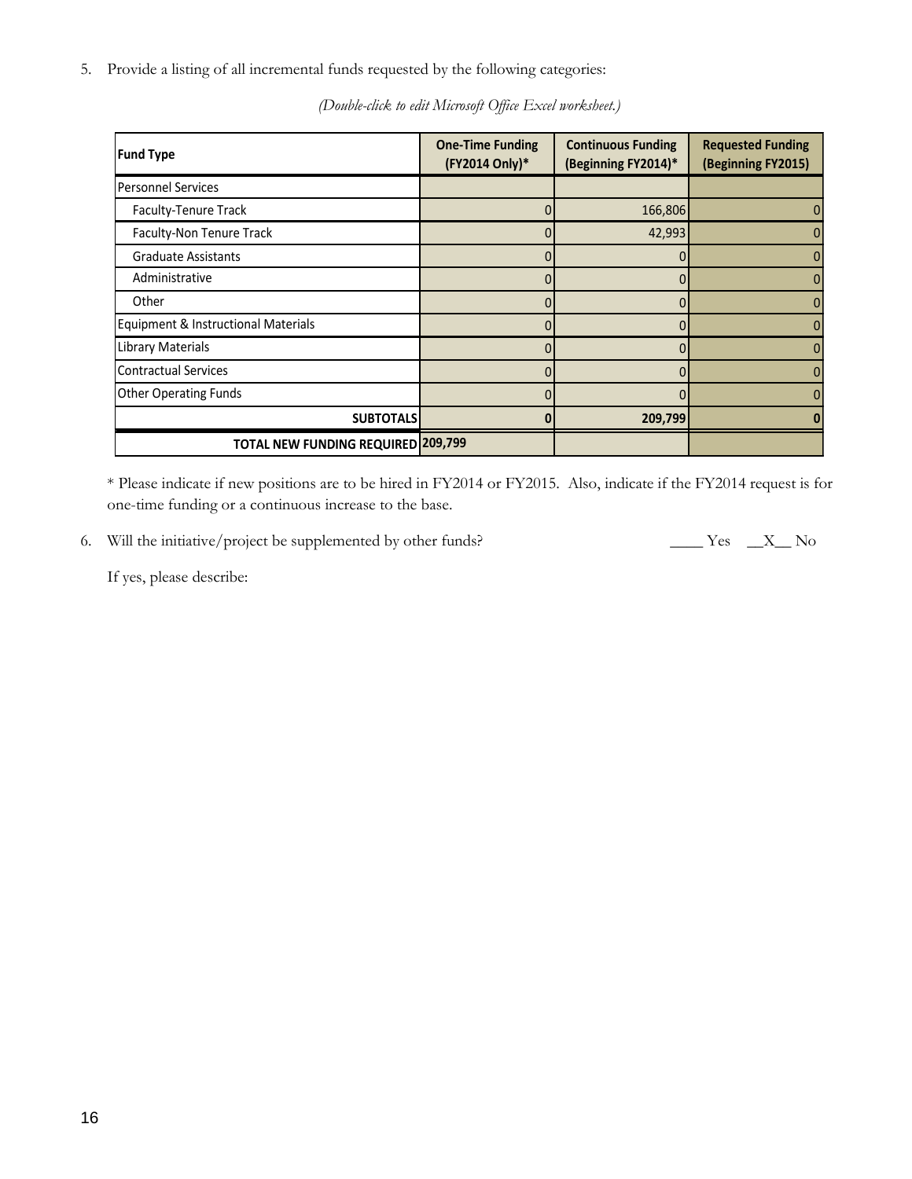5. Provide a listing of all incremental funds requested by the following categories:

*(Double-click to edit Microsoft Office Excel worksheet.)*

| Fund Type | One-Time Funding (FY2014 Only)* | Continuous Funding (Beginning FY2014)* | Requested Funding (Beginning FY2015) |
|---|---|---|---|
| Personnel Services | | | |
| Faculty-Tenure Track | 0 | 166,806 | 0 |
| Faculty-Non Tenure Track | 0 | 42,993 | 0 |
| Graduate Assistants | 0 | 0 | 0 |
| Administrative | 0 | 0 | 0 |
| Other | 0 | 0 | 0 |
| Equipment & Instructional Materials | 0 | 0 | 0 |
| Library Materials | 0 | 0 | 0 |
| Contractual Services | 0 | 0 | 0 |
| Other Operating Funds | 0 | 0 | 0 |
| **SUBTOTALS** | **0** | **209,799** | **0** |
| **TOTAL NEW FUNDING REQUIRED** | **209,799** | | |

\* Please indicate if new positions are to be hired in FY2014 or FY2015. Also, indicate if the FY2014 request is for one-time funding or a continuous increase to the base.

6. Will the initiative/project be supplemented by other funds? ____ Yes __X__ No

   If yes, please describe: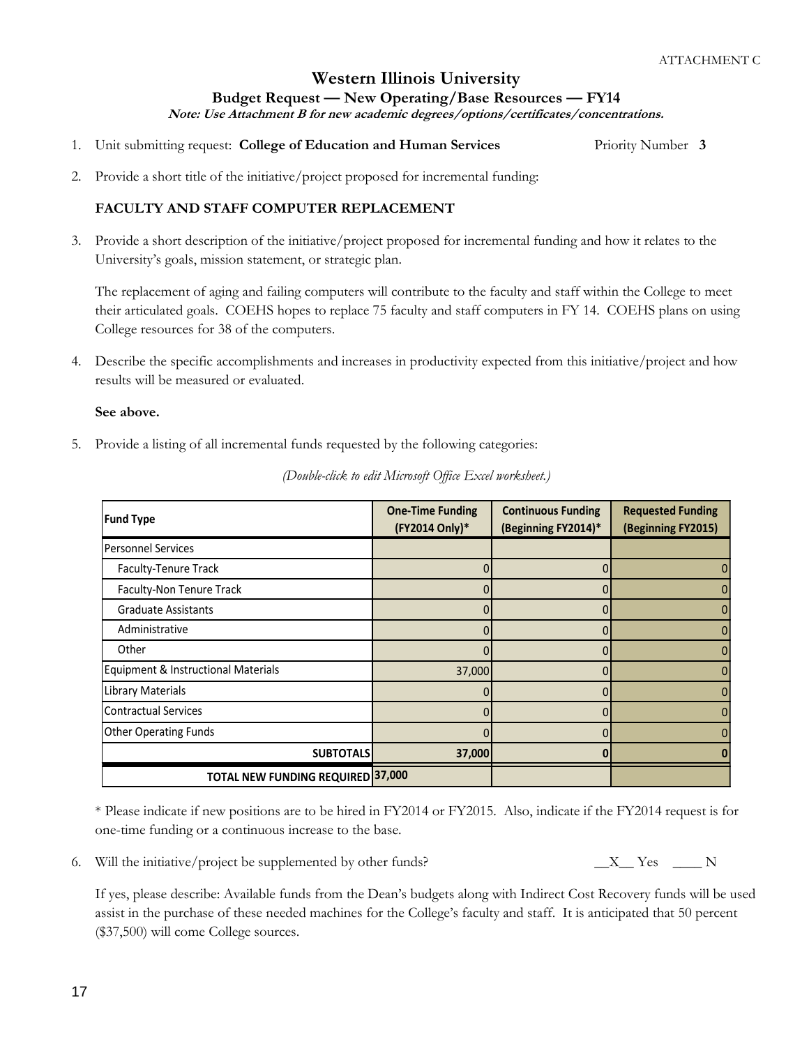ATTACHMENT C

# Western Illinois University

## Budget Request — New Operating/Base Resources — FY14

***Note: Use Attachment B for new academic degrees/options/certificates/concentrations.***

1. Unit submitting request: **College of Education and Human Services** Priority Number **3**

2. Provide a short title of the initiative/project proposed for incremental funding:

   **FACULTY AND STAFF COMPUTER REPLACEMENT**

3. Provide a short description of the initiative/project proposed for incremental funding and how it relates to the University's goals, mission statement, or strategic plan.

   The replacement of aging and failing computers will contribute to the faculty and staff within the College to meet their articulated goals. COEHS hopes to replace 75 faculty and staff computers in FY 14. COEHS plans on using College resources for 38 of the computers.

4. Describe the specific accomplishments and increases in productivity expected from this initiative/project and how results will be measured or evaluated.

   **See above.**

5. Provide a listing of all incremental funds requested by the following categories:

*(Double-click to edit Microsoft Office Excel worksheet.)*

| Fund Type | One-Time Funding (FY2014 Only)* | Continuous Funding (Beginning FY2014)* | Requested Funding (Beginning FY2015) |
|---|---|---|---|
| Personnel Services | | | |
| Faculty-Tenure Track | 0 | 0 | 0 |
| Faculty-Non Tenure Track | 0 | 0 | 0 |
| Graduate Assistants | 0 | 0 | 0 |
| Administrative | 0 | 0 | 0 |
| Other | 0 | 0 | 0 |
| Equipment & Instructional Materials | 37,000 | 0 | 0 |
| Library Materials | 0 | 0 | 0 |
| Contractual Services | 0 | 0 | 0 |
| Other Operating Funds | 0 | 0 | 0 |
| **SUBTOTALS** | **37,000** | **0** | **0** |
| **TOTAL NEW FUNDING REQUIRED** | **37,000** | | |

\* Please indicate if new positions are to be hired in FY2014 or FY2015. Also, indicate if the FY2014 request is for one-time funding or a continuous increase to the base.

6. Will the initiative/project be supplemented by other funds? \_\_X\_\_ Yes \_\_\_\_ N

   If yes, please describe: Available funds from the Dean's budgets along with Indirect Cost Recovery funds will be used assist in the purchase of these needed machines for the College's faculty and staff. It is anticipated that 50 percent ($37,500) will come College sources.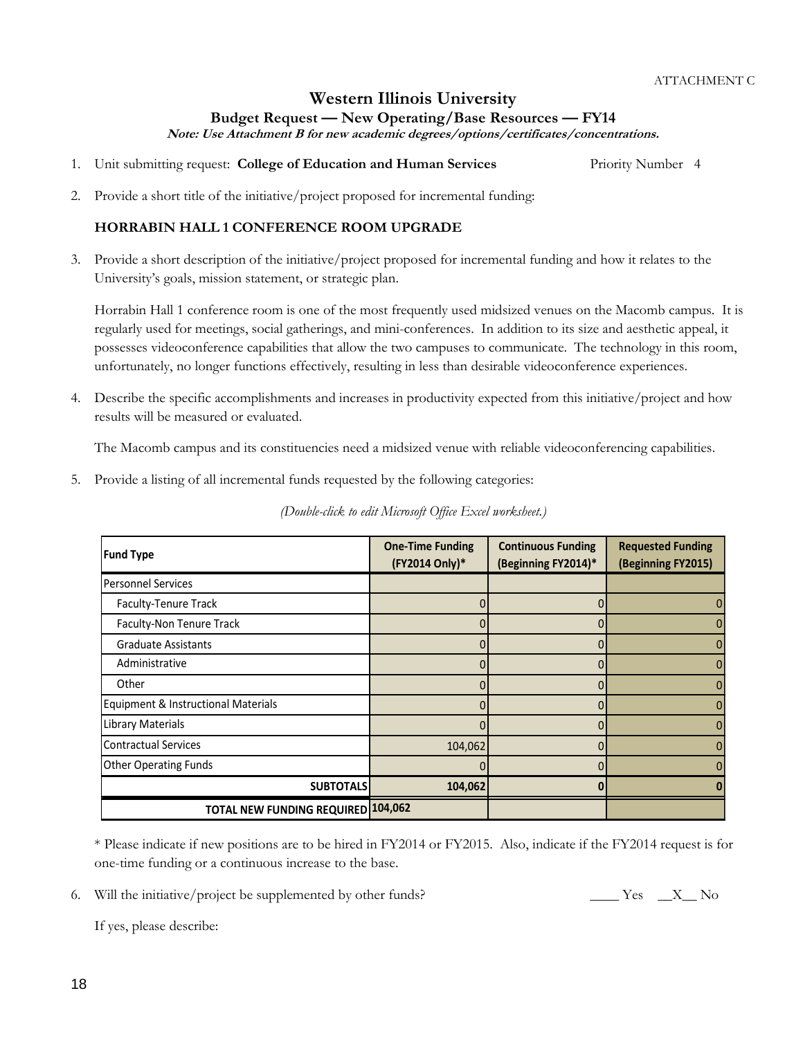ATTACHMENT C

# Western Illinois University

## Budget Request — New Operating/Base Resources — FY14

***Note: Use Attachment B for new academic degrees/options/certificates/concentrations.***

1. Unit submitting request: **College of Education and Human Services** Priority Number 4

2. Provide a short title of the initiative/project proposed for incremental funding:

   **HORRABIN HALL 1 CONFERENCE ROOM UPGRADE**

3. Provide a short description of the initiative/project proposed for incremental funding and how it relates to the University's goals, mission statement, or strategic plan.

   Horrabin Hall 1 conference room is one of the most frequently used midsized venues on the Macomb campus. It is regularly used for meetings, social gatherings, and mini-conferences. In addition to its size and aesthetic appeal, it possesses videoconference capabilities that allow the two campuses to communicate. The technology in this room, unfortunately, no longer functions effectively, resulting in less than desirable videoconference experiences.

4. Describe the specific accomplishments and increases in productivity expected from this initiative/project and how results will be measured or evaluated.

   The Macomb campus and its constituencies need a midsized venue with reliable videoconferencing capabilities.

5. Provide a listing of all incremental funds requested by the following categories:

   *(Double-click to edit Microsoft Office Excel worksheet.)*

| Fund Type | One-Time Funding (FY2014 Only)* | Continuous Funding (Beginning FY2014)* | Requested Funding (Beginning FY2015) |
|---|---|---|---|
| Personnel Services | | | |
| Faculty-Tenure Track | 0 | 0 | 0 |
| Faculty-Non Tenure Track | 0 | 0 | 0 |
| Graduate Assistants | 0 | 0 | 0 |
| Administrative | 0 | 0 | 0 |
| Other | 0 | 0 | 0 |
| Equipment & Instructional Materials | 0 | 0 | 0 |
| Library Materials | 0 | 0 | 0 |
| Contractual Services | 104,062 | 0 | 0 |
| Other Operating Funds | 0 | 0 | 0 |
| **SUBTOTALS** | **104,062** | **0** | **0** |
| **TOTAL NEW FUNDING REQUIRED** | **104,062** | | |

\* Please indicate if new positions are to be hired in FY2014 or FY2015. Also, indicate if the FY2014 request is for one-time funding or a continuous increase to the base.

6. Will the initiative/project be supplemented by other funds? ____ Yes __X__ No

   If yes, please describe: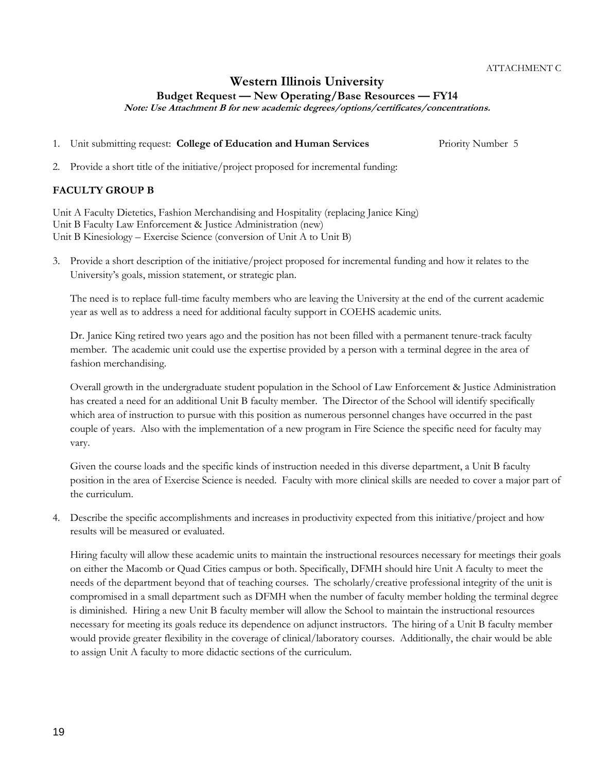ATTACHMENT C

# Western Illinois University

## Budget Request — New Operating/Base Resources — FY14

***Note: Use Attachment B for new academic degrees/options/certificates/concentrations.***

1. Unit submitting request: **College of Education and Human Services** Priority Number 5

2. Provide a short title of the initiative/project proposed for incremental funding:

**FACULTY GROUP B**

Unit A Faculty Dietetics, Fashion Merchandising and Hospitality (replacing Janice King)
Unit B Faculty Law Enforcement & Justice Administration (new)
Unit B Kinesiology – Exercise Science (conversion of Unit A to Unit B)

3. Provide a short description of the initiative/project proposed for incremental funding and how it relates to the University's goals, mission statement, or strategic plan.

   The need is to replace full-time faculty members who are leaving the University at the end of the current academic year as well as to address a need for additional faculty support in COEHS academic units.

   Dr. Janice King retired two years ago and the position has not been filled with a permanent tenure-track faculty member. The academic unit could use the expertise provided by a person with a terminal degree in the area of fashion merchandising.

   Overall growth in the undergraduate student population in the School of Law Enforcement & Justice Administration has created a need for an additional Unit B faculty member. The Director of the School will identify specifically which area of instruction to pursue with this position as numerous personnel changes have occurred in the past couple of years. Also with the implementation of a new program in Fire Science the specific need for faculty may vary.

   Given the course loads and the specific kinds of instruction needed in this diverse department, a Unit B faculty position in the area of Exercise Science is needed. Faculty with more clinical skills are needed to cover a major part of the curriculum.

4. Describe the specific accomplishments and increases in productivity expected from this initiative/project and how results will be measured or evaluated.

   Hiring faculty will allow these academic units to maintain the instructional resources necessary for meetings their goals on either the Macomb or Quad Cities campus or both. Specifically, DFMH should hire Unit A faculty to meet the needs of the department beyond that of teaching courses. The scholarly/creative professional integrity of the unit is compromised in a small department such as DFMH when the number of faculty member holding the terminal degree is diminished. Hiring a new Unit B faculty member will allow the School to maintain the instructional resources necessary for meeting its goals reduce its dependence on adjunct instructors. The hiring of a Unit B faculty member would provide greater flexibility in the coverage of clinical/laboratory courses. Additionally, the chair would be able to assign Unit A faculty to more didactic sections of the curriculum.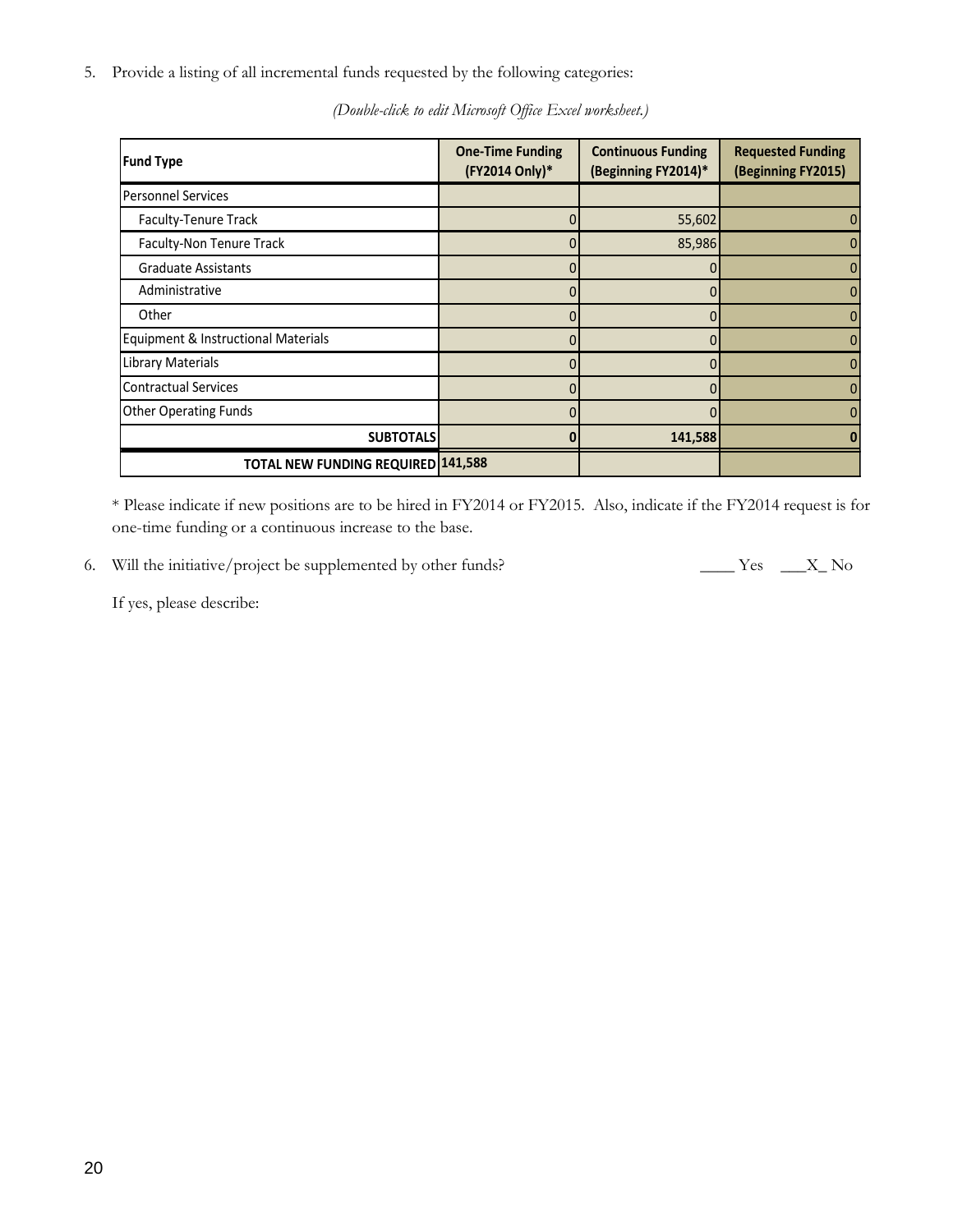5. Provide a listing of all incremental funds requested by the following categories:

*(Double-click to edit Microsoft Office Excel worksheet.)*

| Fund Type | One-Time Funding (FY2014 Only)* | Continuous Funding (Beginning FY2014)* | Requested Funding (Beginning FY2015) |
|---|---|---|---|
| Personnel Services | | | |
| Faculty-Tenure Track | 0 | 55,602 | 0 |
| Faculty-Non Tenure Track | 0 | 85,986 | 0 |
| Graduate Assistants | 0 | 0 | 0 |
| Administrative | 0 | 0 | 0 |
| Other | 0 | 0 | 0 |
| Equipment & Instructional Materials | 0 | 0 | 0 |
| Library Materials | 0 | 0 | 0 |
| Contractual Services | 0 | 0 | 0 |
| Other Operating Funds | 0 | 0 | 0 |
| **SUBTOTALS** | **0** | **141,588** | **0** |
| **TOTAL NEW FUNDING REQUIRED** | **141,588** | | |

\* Please indicate if new positions are to be hired in FY2014 or FY2015. Also, indicate if the FY2014 request is for one-time funding or a continuous increase to the base.

6. Will the initiative/project be supplemented by other funds? ____ Yes ___X_ No

   If yes, please describe: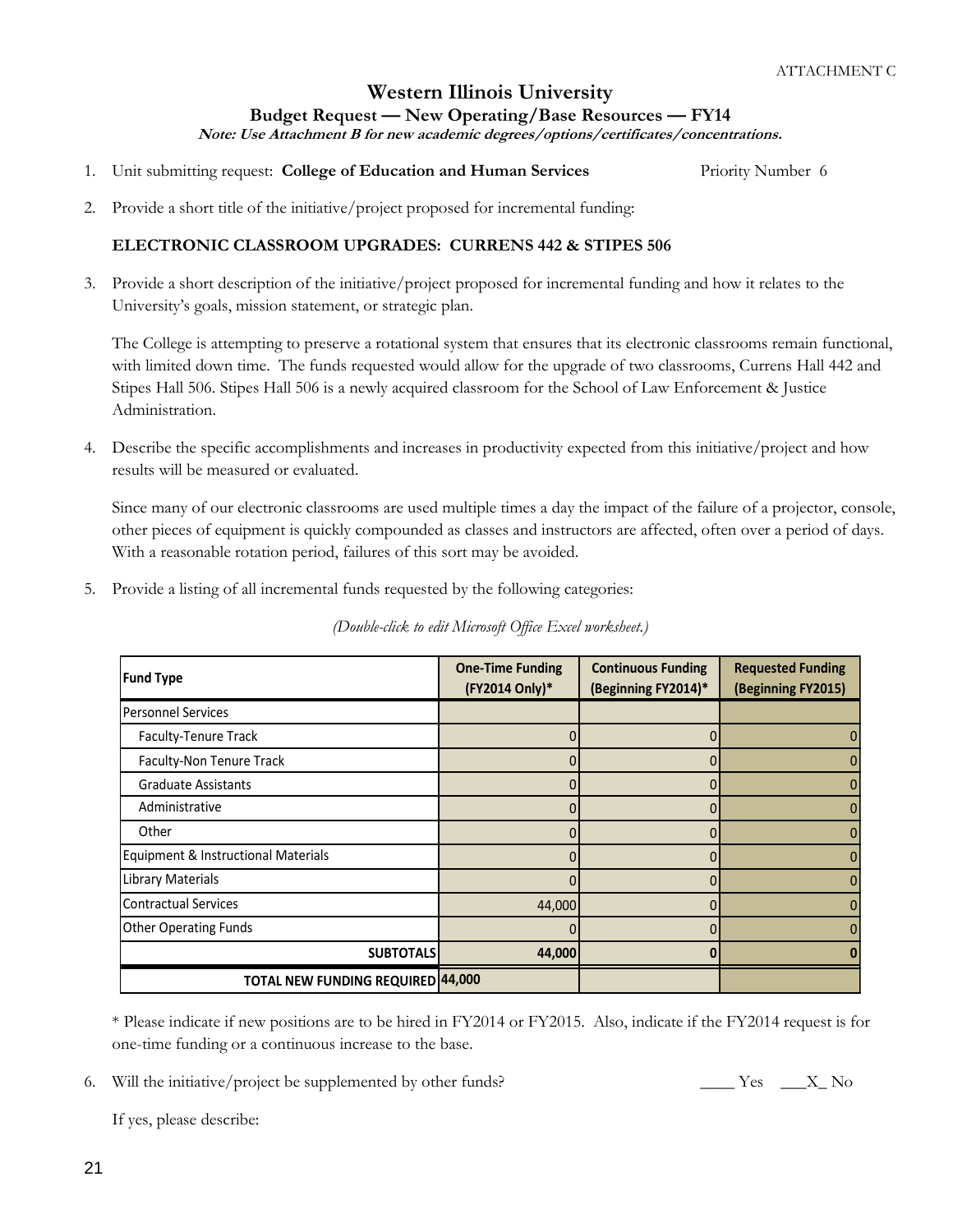ATTACHMENT C

# Western Illinois University

## Budget Request — New Operating/Base Resources — FY14

***Note: Use Attachment B for new academic degrees/options/certificates/concentrations.***

1. Unit submitting request: **College of Education and Human Services** Priority Number 6

2. Provide a short title of the initiative/project proposed for incremental funding:

   **ELECTRONIC CLASSROOM UPGRADES: CURRENS 442 & STIPES 506**

3. Provide a short description of the initiative/project proposed for incremental funding and how it relates to the University's goals, mission statement, or strategic plan.

   The College is attempting to preserve a rotational system that ensures that its electronic classrooms remain functional, with limited down time. The funds requested would allow for the upgrade of two classrooms, Currens Hall 442 and Stipes Hall 506. Stipes Hall 506 is a newly acquired classroom for the School of Law Enforcement & Justice Administration.

4. Describe the specific accomplishments and increases in productivity expected from this initiative/project and how results will be measured or evaluated.

   Since many of our electronic classrooms are used multiple times a day the impact of the failure of a projector, console, other pieces of equipment is quickly compounded as classes and instructors are affected, often over a period of days. With a reasonable rotation period, failures of this sort may be avoided.

5. Provide a listing of all incremental funds requested by the following categories:

   *(Double-click to edit Microsoft Office Excel worksheet.)*

| Fund Type | One-Time Funding (FY2014 Only)* | Continuous Funding (Beginning FY2014)* | Requested Funding (Beginning FY2015) |
|---|---|---|---|
| Personnel Services | | | |
| Faculty-Tenure Track | 0 | 0 | 0 |
| Faculty-Non Tenure Track | 0 | 0 | 0 |
| Graduate Assistants | 0 | 0 | 0 |
| Administrative | 0 | 0 | 0 |
| Other | 0 | 0 | 0 |
| Equipment & Instructional Materials | 0 | 0 | 0 |
| Library Materials | 0 | 0 | 0 |
| Contractual Services | 44,000 | 0 | 0 |
| Other Operating Funds | 0 | 0 | 0 |
| **SUBTOTALS** | **44,000** | **0** | **0** |
| **TOTAL NEW FUNDING REQUIRED** | **44,000** | | |

\* Please indicate if new positions are to be hired in FY2014 or FY2015. Also, indicate if the FY2014 request is for one-time funding or a continuous increase to the base.

6. Will the initiative/project be supplemented by other funds? ____ Yes ___X_ No

   If yes, please describe: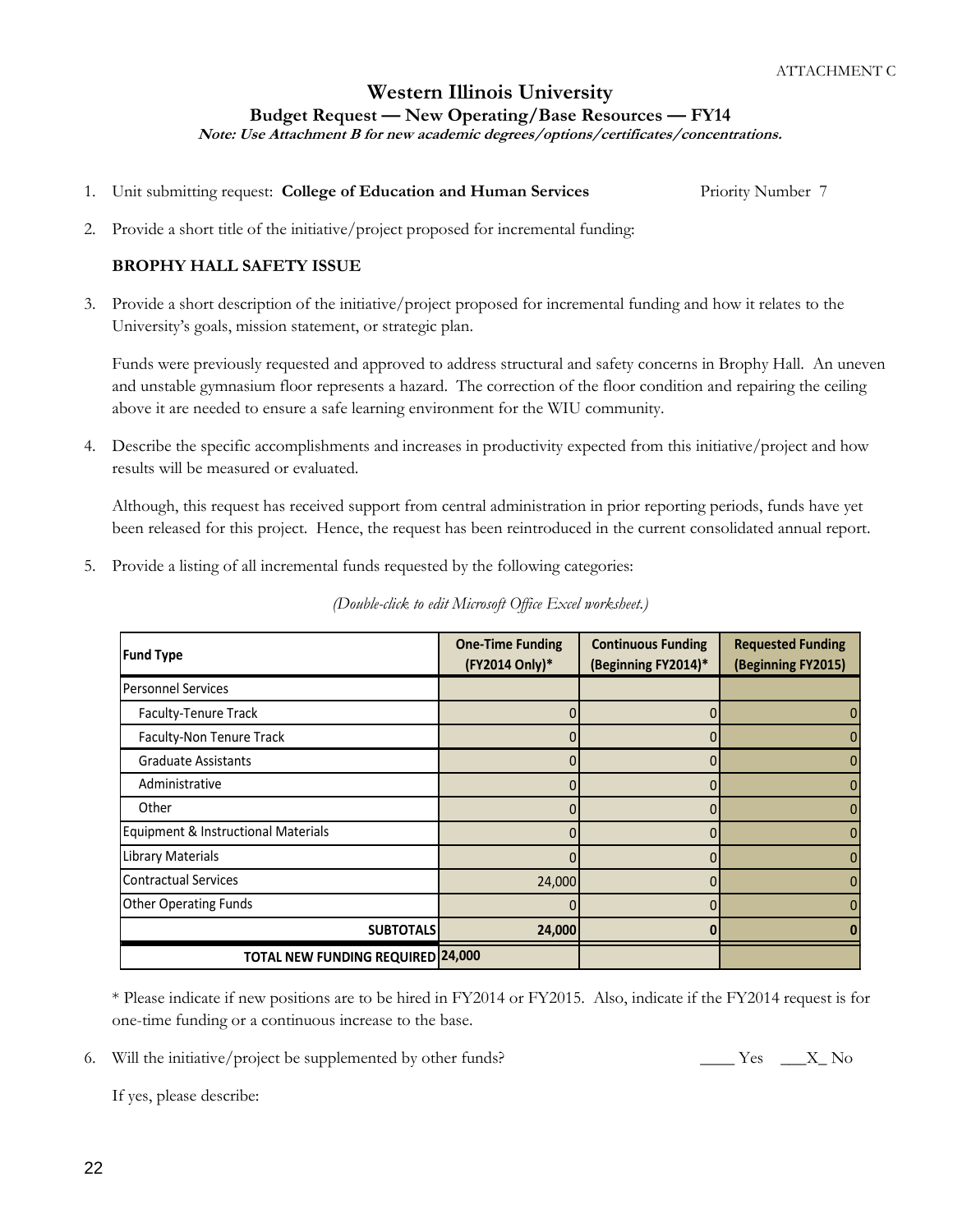ATTACHMENT C

# Western Illinois University

## Budget Request — New Operating/Base Resources — FY14

***Note: Use Attachment B for new academic degrees/options/certificates/concentrations.***

1. Unit submitting request: **College of Education and Human Services** Priority Number 7

2. Provide a short title of the initiative/project proposed for incremental funding:

   **BROPHY HALL SAFETY ISSUE**

3. Provide a short description of the initiative/project proposed for incremental funding and how it relates to the University's goals, mission statement, or strategic plan.

   Funds were previously requested and approved to address structural and safety concerns in Brophy Hall. An uneven and unstable gymnasium floor represents a hazard. The correction of the floor condition and repairing the ceiling above it are needed to ensure a safe learning environment for the WIU community.

4. Describe the specific accomplishments and increases in productivity expected from this initiative/project and how results will be measured or evaluated.

   Although, this request has received support from central administration in prior reporting periods, funds have yet been released for this project. Hence, the request has been reintroduced in the current consolidated annual report.

5. Provide a listing of all incremental funds requested by the following categories:

*(Double-click to edit Microsoft Office Excel worksheet.)*

| Fund Type | One-Time Funding (FY2014 Only)* | Continuous Funding (Beginning FY2014)* | Requested Funding (Beginning FY2015) |
|---|---|---|---|
| Personnel Services | | | |
| Faculty-Tenure Track | 0 | 0 | 0 |
| Faculty-Non Tenure Track | 0 | 0 | 0 |
| Graduate Assistants | 0 | 0 | 0 |
| Administrative | 0 | 0 | 0 |
| Other | 0 | 0 | 0 |
| Equipment & Instructional Materials | 0 | 0 | 0 |
| Library Materials | 0 | 0 | 0 |
| Contractual Services | 24,000 | 0 | 0 |
| Other Operating Funds | 0 | 0 | 0 |
| **SUBTOTALS** | **24,000** | **0** | **0** |
| **TOTAL NEW FUNDING REQUIRED** | **24,000** | | |

\* Please indicate if new positions are to be hired in FY2014 or FY2015. Also, indicate if the FY2014 request is for one-time funding or a continuous increase to the base.

6. Will the initiative/project be supplemented by other funds? ____ Yes ___X_ No

   If yes, please describe: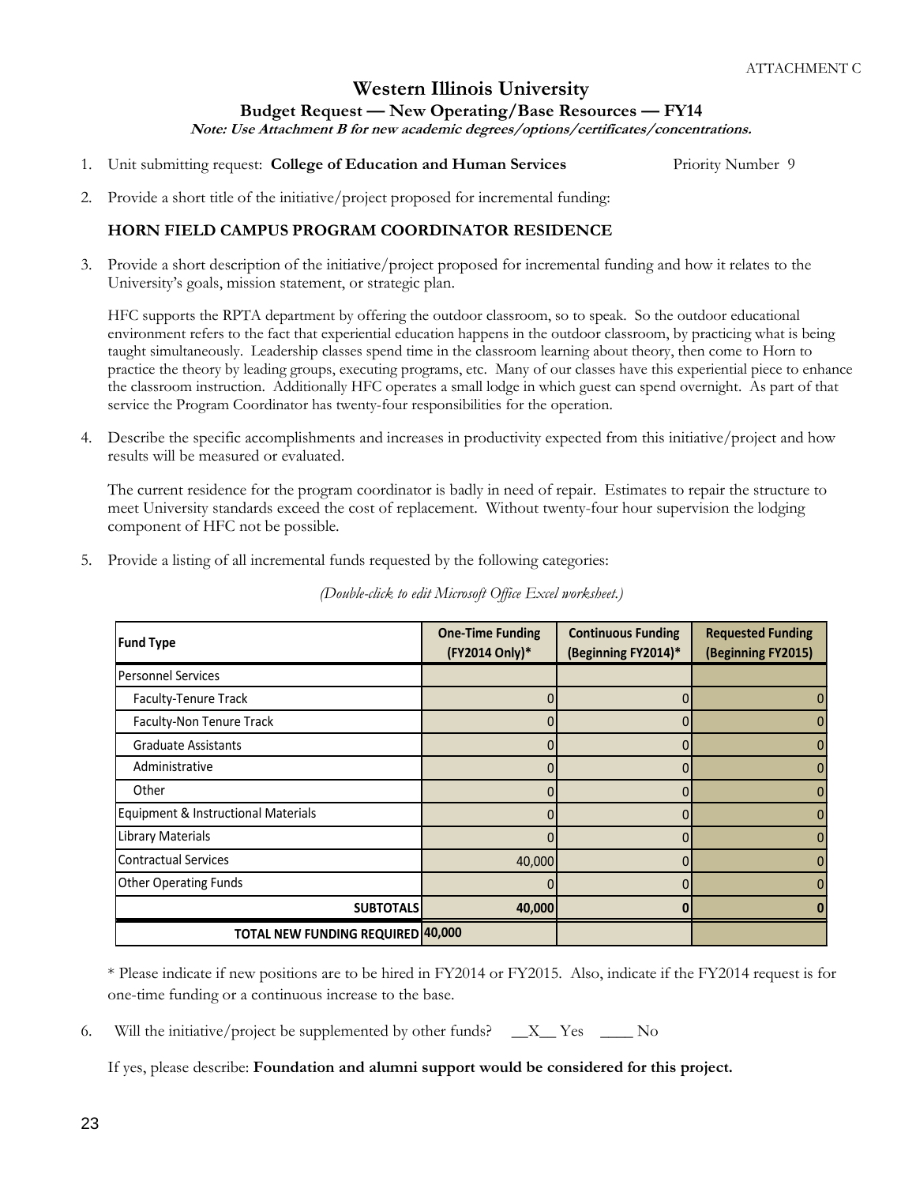ATTACHMENT C

# Western Illinois University

## Budget Request — New Operating/Base Resources — FY14

***Note: Use Attachment B for new academic degrees/options/certificates/concentrations.***

1. Unit submitting request: **College of Education and Human Services** Priority Number 9

2. Provide a short title of the initiative/project proposed for incremental funding:

   **HORN FIELD CAMPUS PROGRAM COORDINATOR RESIDENCE**

3. Provide a short description of the initiative/project proposed for incremental funding and how it relates to the University's goals, mission statement, or strategic plan.

   HFC supports the RPTA department by offering the outdoor classroom, so to speak. So the outdoor educational environment refers to the fact that experiential education happens in the outdoor classroom, by practicing what is being taught simultaneously. Leadership classes spend time in the classroom learning about theory, then come to Horn to practice the theory by leading groups, executing programs, etc. Many of our classes have this experiential piece to enhance the classroom instruction. Additionally HFC operates a small lodge in which guest can spend overnight. As part of that service the Program Coordinator has twenty-four responsibilities for the operation.

4. Describe the specific accomplishments and increases in productivity expected from this initiative/project and how results will be measured or evaluated.

   The current residence for the program coordinator is badly in need of repair. Estimates to repair the structure to meet University standards exceed the cost of replacement. Without twenty-four hour supervision the lodging component of HFC not be possible.

5. Provide a listing of all incremental funds requested by the following categories:

*(Double-click to edit Microsoft Office Excel worksheet.)*

| Fund Type | One-Time Funding (FY2014 Only)* | Continuous Funding (Beginning FY2014)* | Requested Funding (Beginning FY2015) |
|---|---|---|---|
| Personnel Services | | | |
| Faculty-Tenure Track | 0 | 0 | 0 |
| Faculty-Non Tenure Track | 0 | 0 | 0 |
| Graduate Assistants | 0 | 0 | 0 |
| Administrative | 0 | 0 | 0 |
| Other | 0 | 0 | 0 |
| Equipment & Instructional Materials | 0 | 0 | 0 |
| Library Materials | 0 | 0 | 0 |
| Contractual Services | 40,000 | 0 | 0 |
| Other Operating Funds | 0 | 0 | 0 |
| **SUBTOTALS** | **40,000** | **0** | **0** |
| **TOTAL NEW FUNDING REQUIRED** | **40,000** | | |

\* Please indicate if new positions are to be hired in FY2014 or FY2015. Also, indicate if the FY2014 request is for one-time funding or a continuous increase to the base.

6. Will the initiative/project be supplemented by other funds? \_\_X\_\_ Yes \_\_\_\_ No

   If yes, please describe: **Foundation and alumni support would be considered for this project.**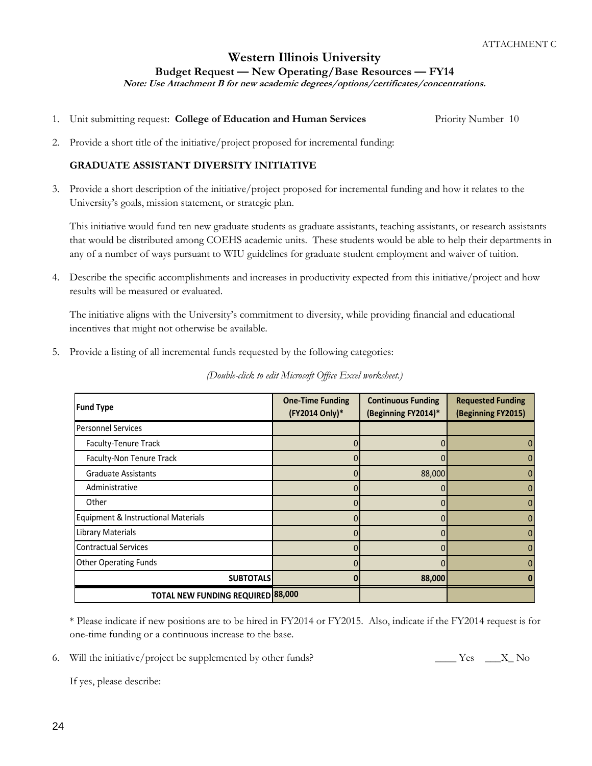ATTACHMENT C

# Western Illinois University

## Budget Request — New Operating/Base Resources — FY14

***Note: Use Attachment B for new academic degrees/options/certificates/concentrations.***

1. Unit submitting request: **College of Education and Human Services** Priority Number 10

2. Provide a short title of the initiative/project proposed for incremental funding:

   **GRADUATE ASSISTANT DIVERSITY INITIATIVE**

3. Provide a short description of the initiative/project proposed for incremental funding and how it relates to the University's goals, mission statement, or strategic plan.

   This initiative would fund ten new graduate students as graduate assistants, teaching assistants, or research assistants that would be distributed among COEHS academic units. These students would be able to help their departments in any of a number of ways pursuant to WIU guidelines for graduate student employment and waiver of tuition.

4. Describe the specific accomplishments and increases in productivity expected from this initiative/project and how results will be measured or evaluated.

   The initiative aligns with the University's commitment to diversity, while providing financial and educational incentives that might not otherwise be available.

5. Provide a listing of all incremental funds requested by the following categories:

*(Double-click to edit Microsoft Office Excel worksheet.)*

| Fund Type | One-Time Funding (FY2014 Only)* | Continuous Funding (Beginning FY2014)* | Requested Funding (Beginning FY2015) |
|---|---|---|---|
| Personnel Services | | | |
| Faculty-Tenure Track | 0 | 0 | 0 |
| Faculty-Non Tenure Track | 0 | 0 | 0 |
| Graduate Assistants | 0 | 88,000 | 0 |
| Administrative | 0 | 0 | 0 |
| Other | 0 | 0 | 0 |
| Equipment & Instructional Materials | 0 | 0 | 0 |
| Library Materials | 0 | 0 | 0 |
| Contractual Services | 0 | 0 | 0 |
| Other Operating Funds | 0 | 0 | 0 |
| **SUBTOTALS** | **0** | **88,000** | **0** |
| **TOTAL NEW FUNDING REQUIRED** | **88,000** | | |

\* Please indicate if new positions are to be hired in FY2014 or FY2015. Also, indicate if the FY2014 request is for one-time funding or a continuous increase to the base.

6. Will the initiative/project be supplemented by other funds? ____ Yes ___X_ No

   If yes, please describe: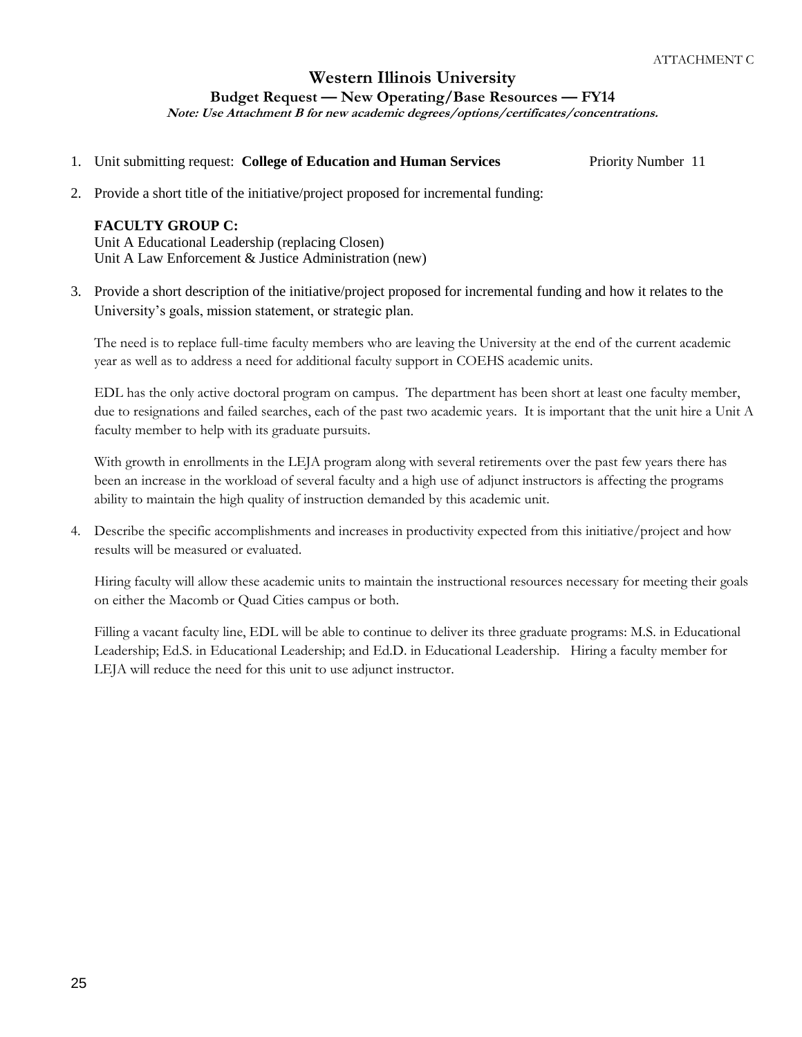ATTACHMENT C

# Western Illinois University

## Budget Request — New Operating/Base Resources — FY14

***Note: Use Attachment B for new academic degrees/options/certificates/concentrations.***

1. Unit submitting request: **College of Education and Human Services** Priority Number 11

2. Provide a short title of the initiative/project proposed for incremental funding:

   **FACULTY GROUP C:**
   Unit A Educational Leadership (replacing Closen)
   Unit A Law Enforcement & Justice Administration (new)

3. Provide a short description of the initiative/project proposed for incremental funding and how it relates to the University's goals, mission statement, or strategic plan.

   The need is to replace full-time faculty members who are leaving the University at the end of the current academic year as well as to address a need for additional faculty support in COEHS academic units.

   EDL has the only active doctoral program on campus. The department has been short at least one faculty member, due to resignations and failed searches, each of the past two academic years. It is important that the unit hire a Unit A faculty member to help with its graduate pursuits.

   With growth in enrollments in the LEJA program along with several retirements over the past few years there has been an increase in the workload of several faculty and a high use of adjunct instructors is affecting the programs ability to maintain the high quality of instruction demanded by this academic unit.

4. Describe the specific accomplishments and increases in productivity expected from this initiative/project and how results will be measured or evaluated.

   Hiring faculty will allow these academic units to maintain the instructional resources necessary for meeting their goals on either the Macomb or Quad Cities campus or both.

   Filling a vacant faculty line, EDL will be able to continue to deliver its three graduate programs: M.S. in Educational Leadership; Ed.S. in Educational Leadership; and Ed.D. in Educational Leadership. Hiring a faculty member for LEJA will reduce the need for this unit to use adjunct instructor.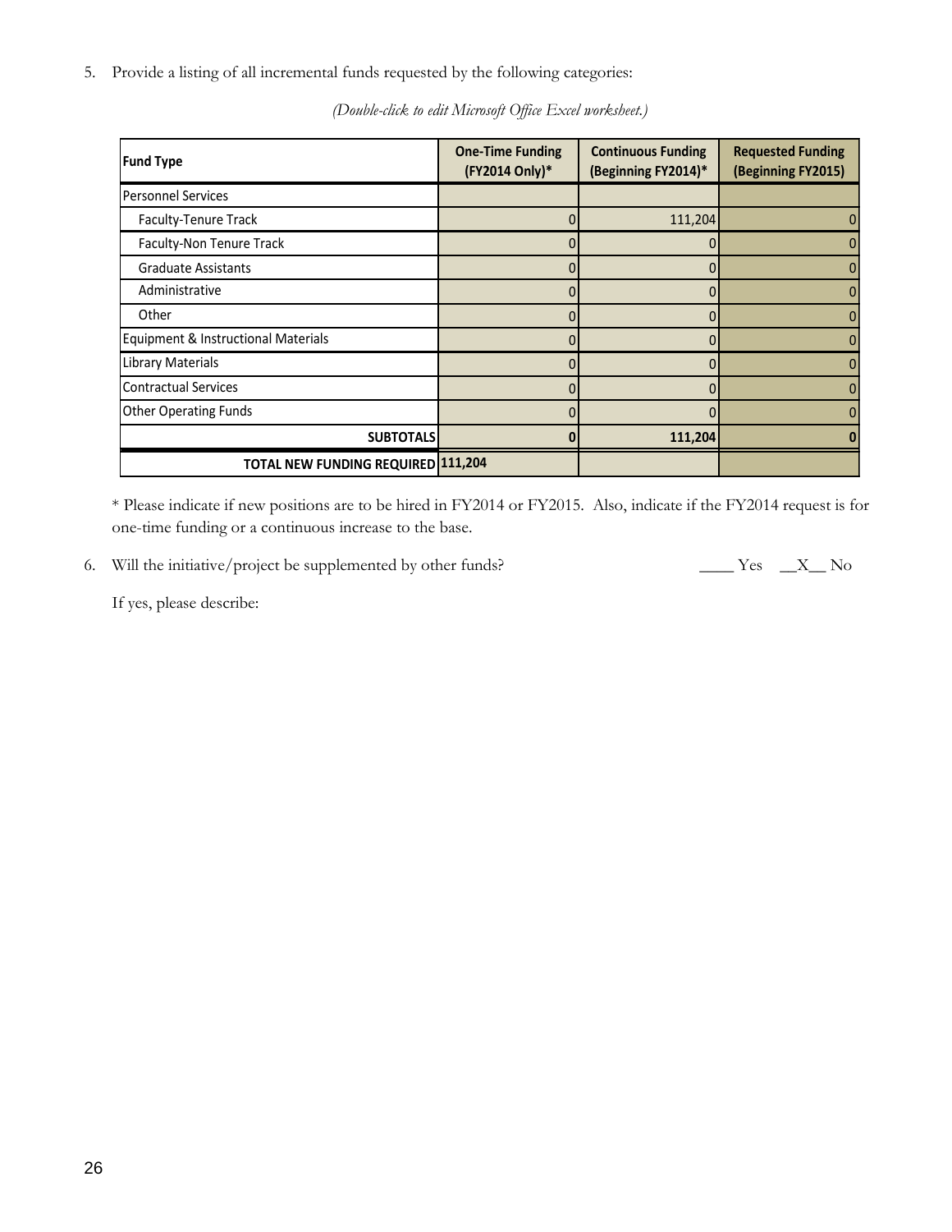5. Provide a listing of all incremental funds requested by the following categories:

*(Double-click to edit Microsoft Office Excel worksheet.)*

| Fund Type | One-Time Funding (FY2014 Only)* | Continuous Funding (Beginning FY2014)* | Requested Funding (Beginning FY2015) |
|---|---|---|---|
| Personnel Services | | | |
| Faculty-Tenure Track | 0 | 111,204 | 0 |
| Faculty-Non Tenure Track | 0 | 0 | 0 |
| Graduate Assistants | 0 | 0 | 0 |
| Administrative | 0 | 0 | 0 |
| Other | 0 | 0 | 0 |
| Equipment & Instructional Materials | 0 | 0 | 0 |
| Library Materials | 0 | 0 | 0 |
| Contractual Services | 0 | 0 | 0 |
| Other Operating Funds | 0 | 0 | 0 |
| **SUBTOTALS** | **0** | **111,204** | **0** |
| **TOTAL NEW FUNDING REQUIRED** | **111,204** | | |

\* Please indicate if new positions are to be hired in FY2014 or FY2015. Also, indicate if the FY2014 request is for one-time funding or a continuous increase to the base.

6. Will the initiative/project be supplemented by other funds? ____ Yes __X__ No

   If yes, please describe: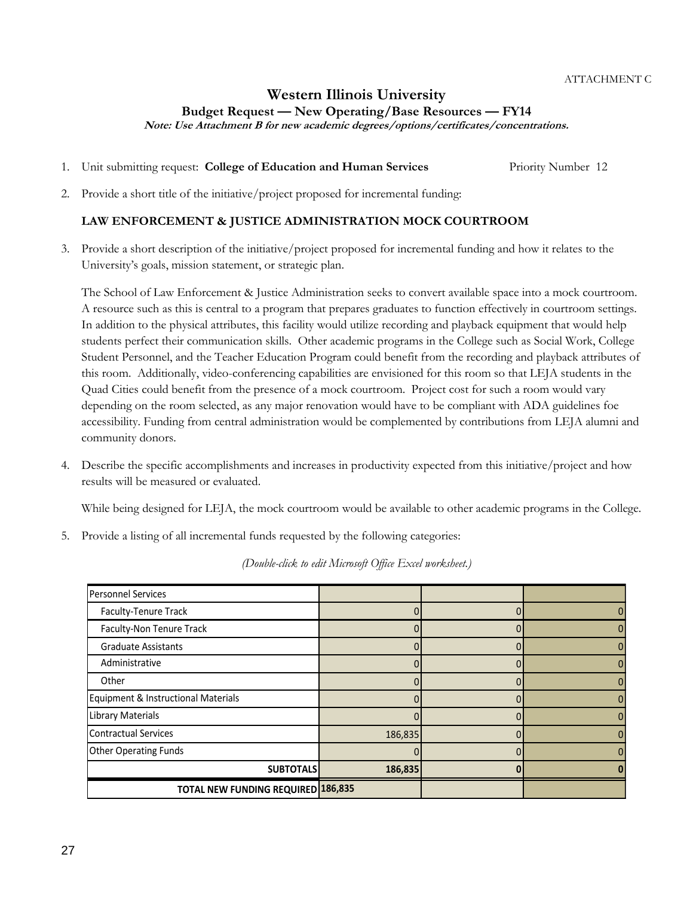ATTACHMENT C

# Western Illinois University

## Budget Request — New Operating/Base Resources — FY14

***Note: Use Attachment B for new academic degrees/options/certificates/concentrations.***

1. Unit submitting request: **College of Education and Human Services** Priority Number 12

2. Provide a short title of the initiative/project proposed for incremental funding:

   **LAW ENFORCEMENT & JUSTICE ADMINISTRATION MOCK COURTROOM**

3. Provide a short description of the initiative/project proposed for incremental funding and how it relates to the University's goals, mission statement, or strategic plan.

   The School of Law Enforcement & Justice Administration seeks to convert available space into a mock courtroom. A resource such as this is central to a program that prepares graduates to function effectively in courtroom settings. In addition to the physical attributes, this facility would utilize recording and playback equipment that would help students perfect their communication skills. Other academic programs in the College such as Social Work, College Student Personnel, and the Teacher Education Program could benefit from the recording and playback attributes of this room. Additionally, video-conferencing capabilities are envisioned for this room so that LEJA students in the Quad Cities could benefit from the presence of a mock courtroom. Project cost for such a room would vary depending on the room selected, as any major renovation would have to be compliant with ADA guidelines foe accessibility. Funding from central administration would be complemented by contributions from LEJA alumni and community donors.

4. Describe the specific accomplishments and increases in productivity expected from this initiative/project and how results will be measured or evaluated.

   While being designed for LEJA, the mock courtroom would be available to other academic programs in the College.

5. Provide a listing of all incremental funds requested by the following categories:

*(Double-click to edit Microsoft Office Excel worksheet.)*

| Personnel Services | | | |
|---|---|---|---|
| Faculty-Tenure Track | 0 | 0 | 0 |
| Faculty-Non Tenure Track | 0 | 0 | 0 |
| Graduate Assistants | 0 | 0 | 0 |
| Administrative | 0 | 0 | 0 |
| Other | 0 | 0 | 0 |
| Equipment & Instructional Materials | 0 | 0 | 0 |
| Library Materials | 0 | 0 | 0 |
| Contractual Services | 186,835 | 0 | 0 |
| Other Operating Funds | 0 | 0 | 0 |
| **SUBTOTALS** | **186,835** | **0** | **0** |
| **TOTAL NEW FUNDING REQUIRED** | **186,835** | | |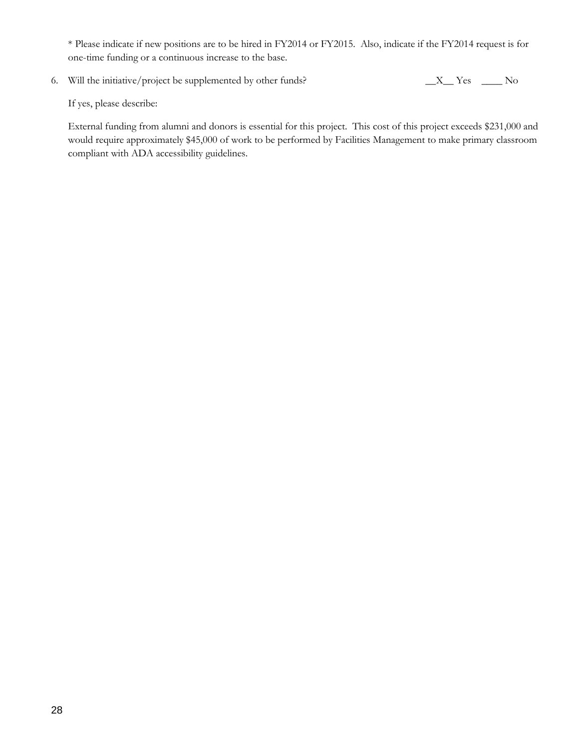* Please indicate if new positions are to be hired in FY2014 or FY2015. Also, indicate if the FY2014 request is for one-time funding or a continuous increase to the base.

6. Will the initiative/project be supplemented by other funds? __X__ Yes ____ No

   If yes, please describe:

   External funding from alumni and donors is essential for this project. This cost of this project exceeds $231,000 and would require approximately $45,000 of work to be performed by Facilities Management to make primary classroom compliant with ADA accessibility guidelines.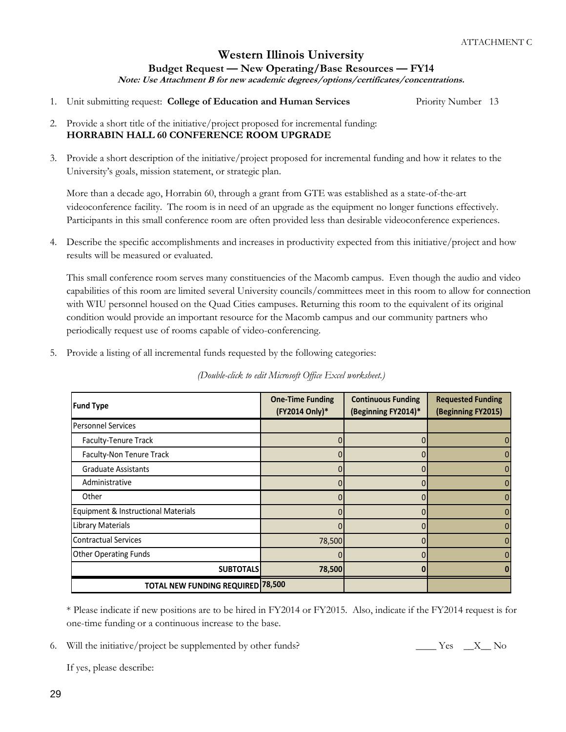ATTACHMENT C

# Western Illinois University

## Budget Request — New Operating/Base Resources — FY14

***Note: Use Attachment B for new academic degrees/options/certificates/concentrations.***

1. Unit submitting request: **College of Education and Human Services** Priority Number 13

2. Provide a short title of the initiative/project proposed for incremental funding:
**HORRABIN HALL 60 CONFERENCE ROOM UPGRADE**

3. Provide a short description of the initiative/project proposed for incremental funding and how it relates to the University's goals, mission statement, or strategic plan.

   More than a decade ago, Horrabin 60, through a grant from GTE was established as a state-of-the-art videoconference facility. The room is in need of an upgrade as the equipment no longer functions effectively. Participants in this small conference room are often provided less than desirable videoconference experiences.

4. Describe the specific accomplishments and increases in productivity expected from this initiative/project and how results will be measured or evaluated.

   This small conference room serves many constituencies of the Macomb campus. Even though the audio and video capabilities of this room are limited several University councils/committees meet in this room to allow for connection with WIU personnel housed on the Quad Cities campuses. Returning this room to the equivalent of its original condition would provide an important resource for the Macomb campus and our community partners who periodically request use of rooms capable of video-conferencing.

5. Provide a listing of all incremental funds requested by the following categories:

*(Double-click to edit Microsoft Office Excel worksheet.)*

| Fund Type | One-Time Funding (FY2014 Only)* | Continuous Funding (Beginning FY2014)* | Requested Funding (Beginning FY2015) |
|---|---|---|---|
| Personnel Services | | | |
| Faculty-Tenure Track | 0 | 0 | 0 |
| Faculty-Non Tenure Track | 0 | 0 | 0 |
| Graduate Assistants | 0 | 0 | 0 |
| Administrative | 0 | 0 | 0 |
| Other | 0 | 0 | 0 |
| Equipment & Instructional Materials | 0 | 0 | 0 |
| Library Materials | 0 | 0 | 0 |
| Contractual Services | 78,500 | 0 | 0 |
| Other Operating Funds | 0 | 0 | 0 |
| **SUBTOTALS** | **78,500** | **0** | **0** |
| **TOTAL NEW FUNDING REQUIRED** | **78,500** | | |

\* Please indicate if new positions are to be hired in FY2014 or FY2015. Also, indicate if the FY2014 request is for one-time funding or a continuous increase to the base.

6. Will the initiative/project be supplemented by other funds? ____ Yes __X__ No

   If yes, please describe: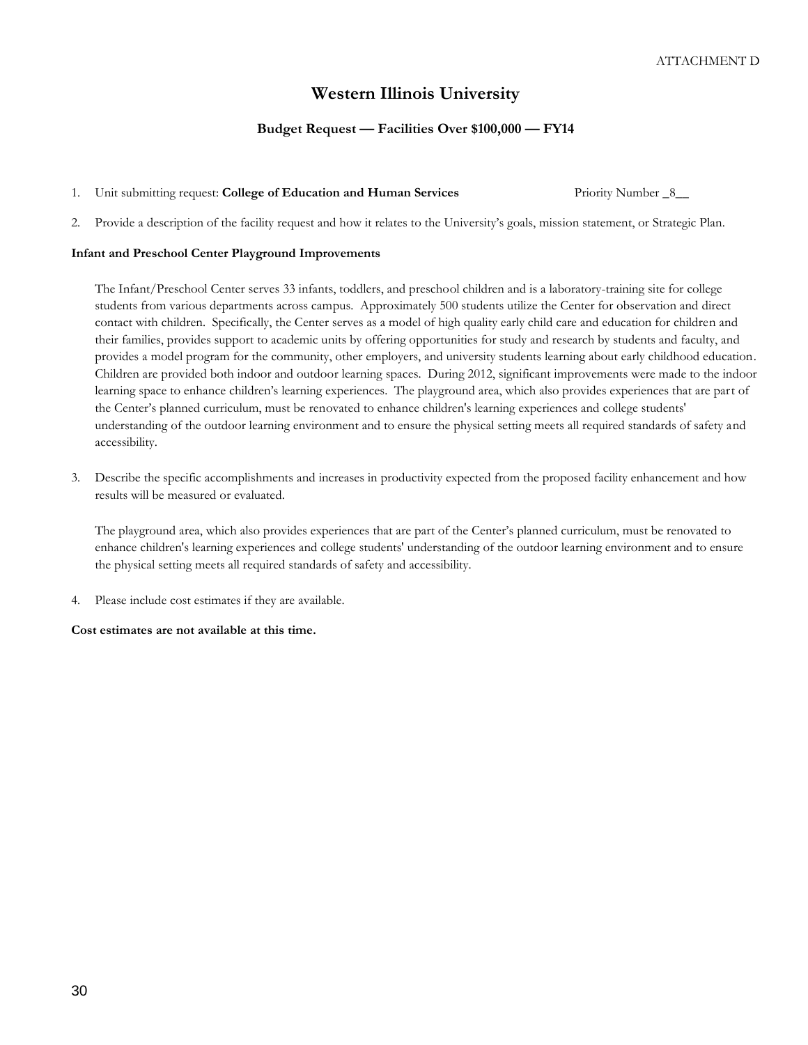ATTACHMENT D

# Western Illinois University

## Budget Request — Facilities Over $100,000 — FY14

1. Unit submitting request: **College of Education and Human Services** Priority Number _8__

2. Provide a description of the facility request and how it relates to the University's goals, mission statement, or Strategic Plan.

**Infant and Preschool Center Playground Improvements**

The Infant/Preschool Center serves 33 infants, toddlers, and preschool children and is a laboratory-training site for college students from various departments across campus. Approximately 500 students utilize the Center for observation and direct contact with children. Specifically, the Center serves as a model of high quality early child care and education for children and their families, provides support to academic units by offering opportunities for study and research by students and faculty, and provides a model program for the community, other employers, and university students learning about early childhood education. Children are provided both indoor and outdoor learning spaces. During 2012, significant improvements were made to the indoor learning space to enhance children's learning experiences. The playground area, which also provides experiences that are part of the Center's planned curriculum, must be renovated to enhance children's learning experiences and college students' understanding of the outdoor learning environment and to ensure the physical setting meets all required standards of safety and accessibility.

3. Describe the specific accomplishments and increases in productivity expected from the proposed facility enhancement and how results will be measured or evaluated.

   The playground area, which also provides experiences that are part of the Center's planned curriculum, must be renovated to enhance children's learning experiences and college students' understanding of the outdoor learning environment and to ensure the physical setting meets all required standards of safety and accessibility.

4. Please include cost estimates if they are available.

**Cost estimates are not available at this time.**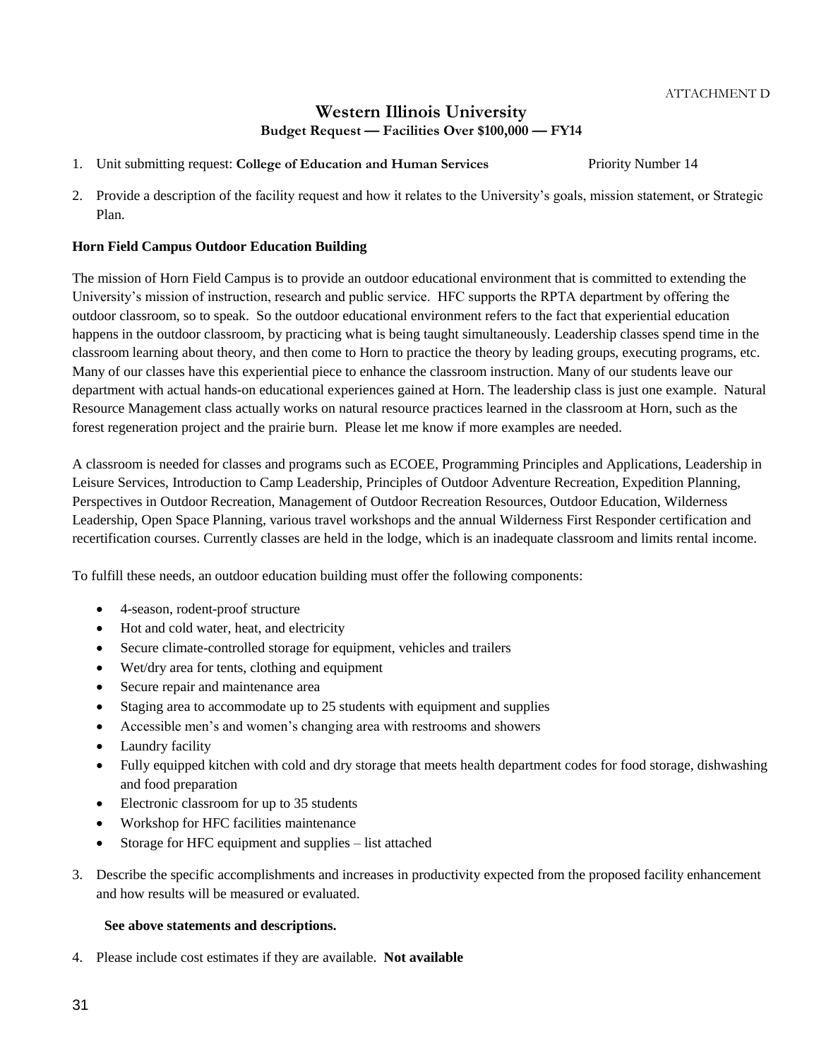ATTACHMENT D

# Western Illinois University

## Budget Request — Facilities Over $100,000 — FY14

1. Unit submitting request: **College of Education and Human Services** Priority Number 14

2. Provide a description of the facility request and how it relates to the University's goals, mission statement, or Strategic Plan.

**Horn Field Campus Outdoor Education Building**

The mission of Horn Field Campus is to provide an outdoor educational environment that is committed to extending the University's mission of instruction, research and public service. HFC supports the RPTA department by offering the outdoor classroom, so to speak. So the outdoor educational environment refers to the fact that experiential education happens in the outdoor classroom, by practicing what is being taught simultaneously. Leadership classes spend time in the classroom learning about theory, and then come to Horn to practice the theory by leading groups, executing programs, etc. Many of our classes have this experiential piece to enhance the classroom instruction. Many of our students leave our department with actual hands-on educational experiences gained at Horn. The leadership class is just one example. Natural Resource Management class actually works on natural resource practices learned in the classroom at Horn, such as the forest regeneration project and the prairie burn. Please let me know if more examples are needed.

A classroom is needed for classes and programs such as ECOEE, Programming Principles and Applications, Leadership in Leisure Services, Introduction to Camp Leadership, Principles of Outdoor Adventure Recreation, Expedition Planning, Perspectives in Outdoor Recreation, Management of Outdoor Recreation Resources, Outdoor Education, Wilderness Leadership, Open Space Planning, various travel workshops and the annual Wilderness First Responder certification and recertification courses. Currently classes are held in the lodge, which is an inadequate classroom and limits rental income.

To fulfill these needs, an outdoor education building must offer the following components:

- 4-season, rodent-proof structure
- Hot and cold water, heat, and electricity
- Secure climate-controlled storage for equipment, vehicles and trailers
- Wet/dry area for tents, clothing and equipment
- Secure repair and maintenance area
- Staging area to accommodate up to 25 students with equipment and supplies
- Accessible men's and women's changing area with restrooms and showers
- Laundry facility
- Fully equipped kitchen with cold and dry storage that meets health department codes for food storage, dishwashing and food preparation
- Electronic classroom for up to 35 students
- Workshop for HFC facilities maintenance
- Storage for HFC equipment and supplies – list attached

3. Describe the specific accomplishments and increases in productivity expected from the proposed facility enhancement and how results will be measured or evaluated.

   **See above statements and descriptions.**

4. Please include cost estimates if they are available. **Not available**